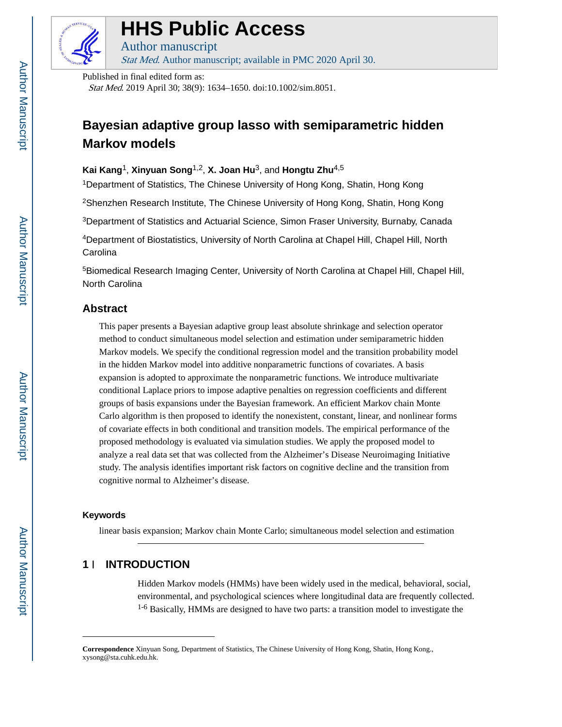# HHS Public Access

Author manuscript

*Stat Med*. Author manuscript; available in PMC 2020 April 30.

Published in final edited form as:

*Stat Med*. 2019 April 30; 38(9): 1634–1650. doi:10.1002/sim.8051.

# Bayesian adaptive group lasso with semiparametric hidden Markov models

**Kai Kang**[1], **Xinyuan Song**[1,2], **X. Joan Hu**[3], and **Hongtu Zhu**[4,5]

[1]Department of Statistics, The Chinese University of Hong Kong, Shatin, Hong Kong

[2]Shenzhen Research Institute, The Chinese University of Hong Kong, Shatin, Hong Kong

[3]Department of Statistics and Actuarial Science, Simon Fraser University, Burnaby, Canada

[4]Department of Biostatistics, University of North Carolina at Chapel Hill, Chapel Hill, North Carolina

[5]Biomedical Research Imaging Center, University of North Carolina at Chapel Hill, Chapel Hill, North Carolina

## Abstract

This paper presents a Bayesian adaptive group least absolute shrinkage and selection operator method to conduct simultaneous model selection and estimation under semiparametric hidden Markov models. We specify the conditional regression model and the transition probability model in the hidden Markov model into additive nonparametric functions of covariates. A basis expansion is adopted to approximate the nonparametric functions. We introduce multivariate conditional Laplace priors to impose adaptive penalties on regression coefficients and different groups of basis expansions under the Bayesian framework. An efficient Markov chain Monte Carlo algorithm is then proposed to identify the nonexistent, constant, linear, and nonlinear forms of covariate effects in both conditional and transition models. The empirical performance of the proposed methodology is evaluated via simulation studies. We apply the proposed model to analyze a real data set that was collected from the Alzheimer's Disease Neuroimaging Initiative study. The analysis identifies important risk factors on cognitive decline and the transition from cognitive normal to Alzheimer's disease.

### Keywords

linear basis expansion; Markov chain Monte Carlo; simultaneous model selection and estimation

## 1 | INTRODUCTION

Hidden Markov models (HMMs) have been widely used in the medical, behavioral, social, environmental, and psychological sciences where longitudinal data are frequently collected.[1-6] Basically, HMMs are designed to have two parts: a transition model to investigate the

---

**Correspondence** Xinyuan Song, Department of Statistics, The Chinese University of Hong Kong, Shatin, Hong Kong., xysong@sta.cuhk.edu.hk.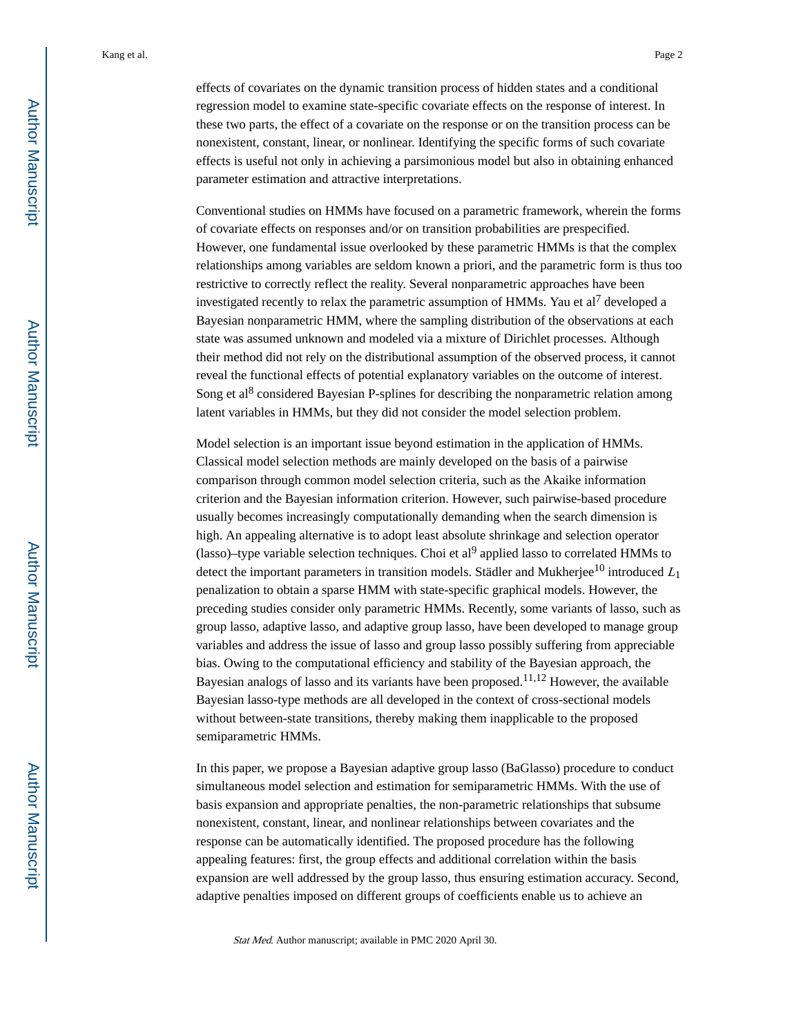effects of covariates on the dynamic transition process of hidden states and a conditional regression model to examine state-specific covariate effects on the response of interest. In these two parts, the effect of a covariate on the response or on the transition process can be nonexistent, constant, linear, or nonlinear. Identifying the specific forms of such covariate effects is useful not only in achieving a parsimonious model but also in obtaining enhanced parameter estimation and attractive interpretations.

Conventional studies on HMMs have focused on a parametric framework, wherein the forms of covariate effects on responses and/or on transition probabilities are prespecified. However, one fundamental issue overlooked by these parametric HMMs is that the complex relationships among variables are seldom known a priori, and the parametric form is thus too restrictive to correctly reflect the reality. Several nonparametric approaches have been investigated recently to relax the parametric assumption of HMMs. Yau et al[7] developed a Bayesian nonparametric HMM, where the sampling distribution of the observations at each state was assumed unknown and modeled via a mixture of Dirichlet processes. Although their method did not rely on the distributional assumption of the observed process, it cannot reveal the functional effects of potential explanatory variables on the outcome of interest. Song et al[8] considered Bayesian P-splines for describing the nonparametric relation among latent variables in HMMs, but they did not consider the model selection problem.

Model selection is an important issue beyond estimation in the application of HMMs. Classical model selection methods are mainly developed on the basis of a pairwise comparison through common model selection criteria, such as the Akaike information criterion and the Bayesian information criterion. However, such pairwise-based procedure usually becomes increasingly computationally demanding when the search dimension is high. An appealing alternative is to adopt least absolute shrinkage and selection operator (lasso)–type variable selection techniques. Choi et al[9] applied lasso to correlated HMMs to detect the important parameters in transition models. Städler and Mukherjee[10] introduced $L_1$ penalization to obtain a sparse HMM with state-specific graphical models. However, the preceding studies consider only parametric HMMs. Recently, some variants of lasso, such as group lasso, adaptive lasso, and adaptive group lasso, have been developed to manage group variables and address the issue of lasso and group lasso possibly suffering from appreciable bias. Owing to the computational efficiency and stability of the Bayesian approach, the Bayesian analogs of lasso and its variants have been proposed.[11,12] However, the available Bayesian lasso-type methods are all developed in the context of cross-sectional models without between-state transitions, thereby making them inapplicable to the proposed semiparametric HMMs.

In this paper, we propose a Bayesian adaptive group lasso (BaGlasso) procedure to conduct simultaneous model selection and estimation for semiparametric HMMs. With the use of basis expansion and appropriate penalties, the non-parametric relationships that subsume nonexistent, constant, linear, and nonlinear relationships between covariates and the response can be automatically identified. The proposed procedure has the following appealing features: first, the group effects and additional correlation within the basis expansion are well addressed by the group lasso, thus ensuring estimation accuracy. Second, adaptive penalties imposed on different groups of coefficients enable us to achieve an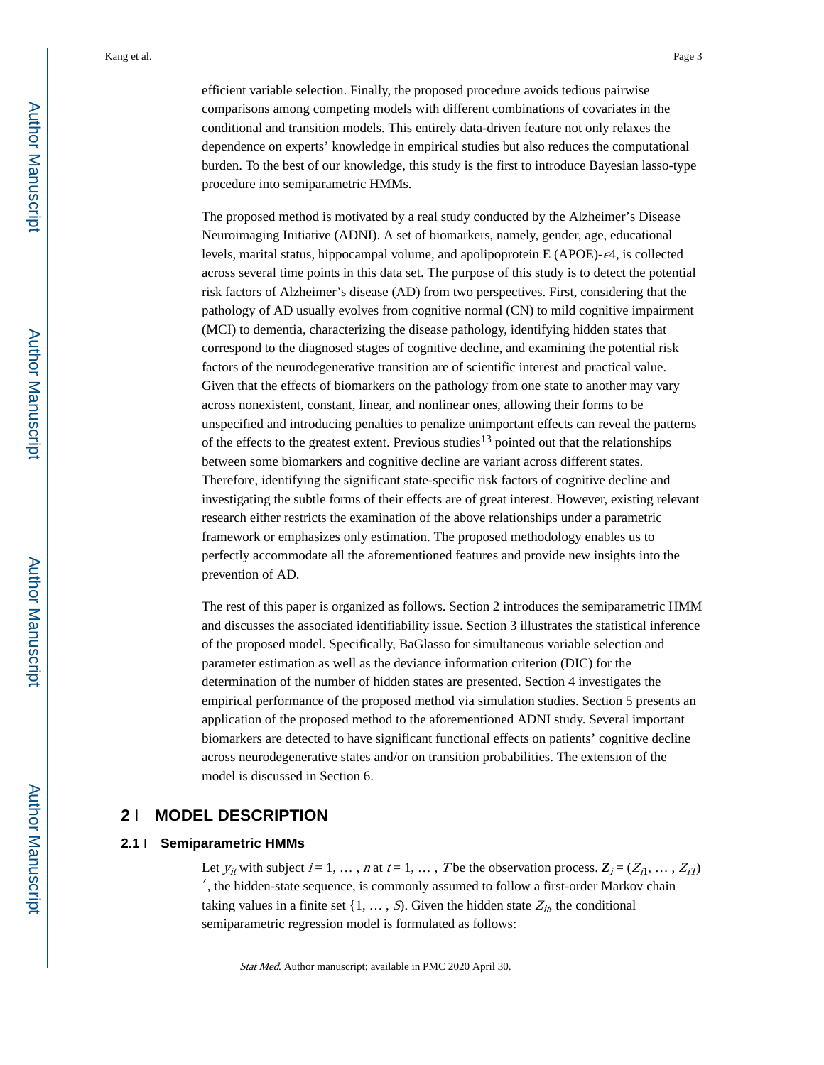efficient variable selection. Finally, the proposed procedure avoids tedious pairwise comparisons among competing models with different combinations of covariates in the conditional and transition models. This entirely data-driven feature not only relaxes the dependence on experts' knowledge in empirical studies but also reduces the computational burden. To the best of our knowledge, this study is the first to introduce Bayesian lasso-type procedure into semiparametric HMMs.

The proposed method is motivated by a real study conducted by the Alzheimer's Disease Neuroimaging Initiative (ADNI). A set of biomarkers, namely, gender, age, educational levels, marital status, hippocampal volume, and apolipoprotein E (APOE)-$\epsilon$4, is collected across several time points in this data set. The purpose of this study is to detect the potential risk factors of Alzheimer's disease (AD) from two perspectives. First, considering that the pathology of AD usually evolves from cognitive normal (CN) to mild cognitive impairment (MCI) to dementia, characterizing the disease pathology, identifying hidden states that correspond to the diagnosed stages of cognitive decline, and examining the potential risk factors of the neurodegenerative transition are of scientific interest and practical value. Given that the effects of biomarkers on the pathology from one state to another may vary across nonexistent, constant, linear, and nonlinear ones, allowing their forms to be unspecified and introducing penalties to penalize unimportant effects can reveal the patterns of the effects to the greatest extent. Previous studies[13] pointed out that the relationships between some biomarkers and cognitive decline are variant across different states. Therefore, identifying the significant state-specific risk factors of cognitive decline and investigating the subtle forms of their effects are of great interest. However, existing relevant research either restricts the examination of the above relationships under a parametric framework or emphasizes only estimation. The proposed methodology enables us to perfectly accommodate all the aforementioned features and provide new insights into the prevention of AD.

The rest of this paper is organized as follows. Section 2 introduces the semiparametric HMM and discusses the associated identifiability issue. Section 3 illustrates the statistical inference of the proposed model. Specifically, BaGlasso for simultaneous variable selection and parameter estimation as well as the deviance information criterion (DIC) for the determination of the number of hidden states are presented. Section 4 investigates the empirical performance of the proposed method via simulation studies. Section 5 presents an application of the proposed method to the aforementioned ADNI study. Several important biomarkers are detected to have significant functional effects on patients' cognitive decline across neurodegenerative states and/or on transition probabilities. The extension of the model is discussed in Section 6.

## 2 | MODEL DESCRIPTION

### 2.1 | Semiparametric HMMs

Let $y_{it}$ with subject $i = 1, \ldots, n$ at $t = 1, \ldots, T$ be the observation process. $\boldsymbol{Z}_i = (Z_{i1}, \ldots, Z_{iT})'$, the hidden-state sequence, is commonly assumed to follow a first-order Markov chain taking values in a finite set $\{1, \ldots, S\}$. Given the hidden state $Z_{it}$, the conditional semiparametric regression model is formulated as follows: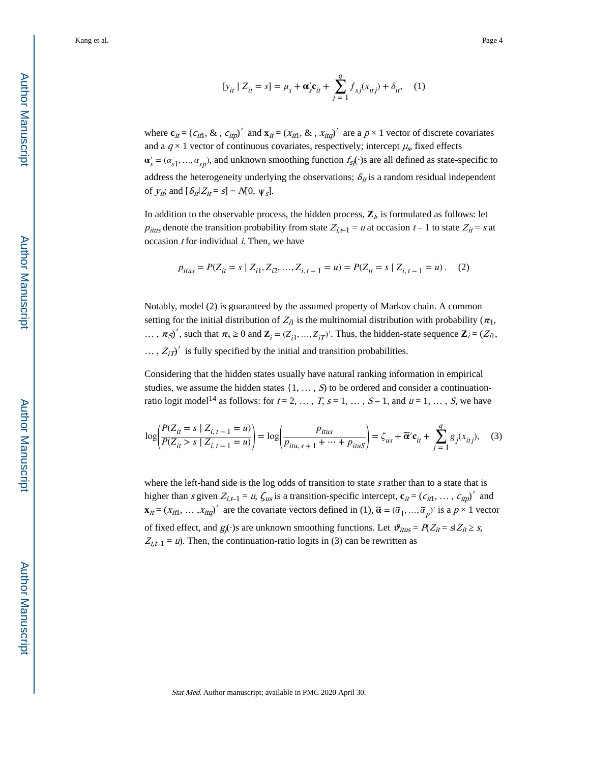$$[y_{it} \mid Z_{it} = s] = \mu_s + \boldsymbol{\alpha}_s' \mathbf{c}_{it} + \sum_{j=1}^{q} f_{sj}(x_{itj}) + \delta_{it}, \quad (1)$$

where $\mathbf{c}_{it} = (c_{it1}, \&, c_{itp})'$ and $\mathbf{x}_{it} = (x_{it1}, \&, x_{itq})'$ are a $p \times 1$ vector of discrete covariates and a $q \times 1$ vector of continuous covariates, respectively; intercept $\mu_s$, fixed effects $\boldsymbol{\alpha}_s' = (\alpha_{s1}, \ldots, \alpha_{sp})$, and unknown smoothing function $f_{sj}(\cdot)$s are all defined as state-specific to address the heterogeneity underlying the observations; $\delta_{it}$ is a random residual independent of $y_{it}$; and $[\delta_{it} | Z_{it} = s] \sim N[0, \psi_s]$.

In addition to the observable process, the hidden process, $\mathbf{Z}_i$, is formulated as follows: let $p_{itus}$ denote the transition probability from state $Z_{i,t-1} = u$ at occasion $t - 1$ to state $Z_{it} = s$ at occasion $t$ for individual $i$. Then, we have

$$p_{itus} = P(Z_{it} = s \mid Z_{i1}, Z_{i2}, \ldots, Z_{i,t-1} = u) = P(Z_{it} = s \mid Z_{i,t-1} = u). \quad (2)$$

Notably, model (2) is guaranteed by the assumed property of Markov chain. A common setting for the initial distribution of $Z_{i1}$ is the multinomial distribution with probability $(\pi_1, \ldots, \pi_S)'$, such that $\pi_s \geq 0$ and $\mathbf{Z}_i = (Z_{i1}, \ldots, Z_{iT})'$. Thus, the hidden-state sequence $\mathbf{Z}_i = (Z_{i1}, \ldots, Z_{iT})'$ is fully specified by the initial and transition probabilities.

Considering that the hidden states usually have natural ranking information in empirical studies, we assume the hidden states $\{1, \ldots, S\}$ to be ordered and consider a continuation-ratio logit model[14] as follows: for $t = 2, \ldots, T$, $s = 1, \ldots, S - 1$, and $u = 1, \ldots, S$, we have

$$\log\left(\frac{P(Z_{it} = s \mid Z_{i,t-1} = u)}{P(Z_{it} > s \mid Z_{i,t-1} = u)}\right) = \log\left(\frac{p_{itus}}{p_{itu,s+1} + \cdots + p_{ituS}}\right) = \zeta_{us} + \tilde{\boldsymbol{\alpha}}' \mathbf{c}_{it} + \sum_{j=1}^{q} g_j(x_{itj}), \quad (3)$$

where the left-hand side is the log odds of transition to state $s$ rather than to a state that is higher than $s$ given $Z_{i,t-1} = u$, $\zeta_{us}$ is a transition-specific intercept, $\mathbf{c}_{it} = (c_{it1}, \ldots, c_{itp})'$ and $\mathbf{x}_{it} = (x_{it1}, \ldots, x_{itq})'$ are the covariate vectors defined in (1), $\tilde{\boldsymbol{\alpha}} = (\tilde{\alpha}_1, \ldots, \tilde{\alpha}_p)'$ is a $p \times 1$ vector of fixed effect, and $g_j(\cdot)$s are unknown smoothing functions. Let $\vartheta_{itus} = P(Z_{it} = s | Z_{it} \geq s, Z_{i,t-1} = u)$. Then, the continuation-ratio logits in (3) can be rewritten as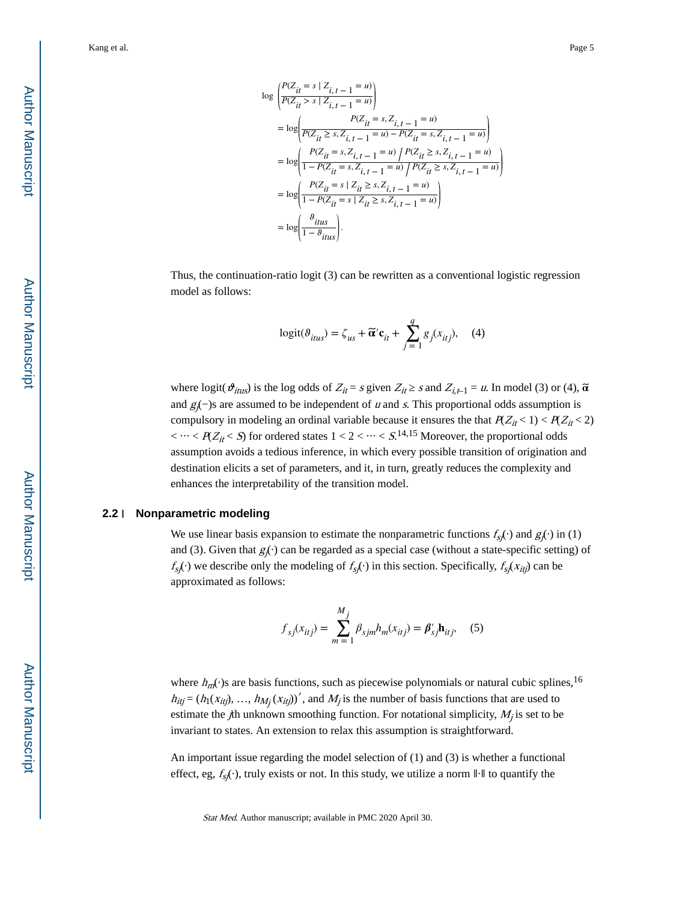$$
\begin{aligned}
&\log\left(\frac{P(Z_{it}=s \mid Z_{i,t-1}=u)}{P(Z_{it}>s \mid Z_{i,t-1}=u)}\right)\\
&=\log\left(\frac{P(Z_{it}=s, Z_{i,t-1}=u)}{P(Z_{it}\geq s, Z_{i,t-1}=u)-P(Z_{it}=s, Z_{i,t-1}=u)}\right)\\
&=\log\left(\frac{P(Z_{it}=s, Z_{i,t-1}=u)\Big/P(Z_{it}\geq s, Z_{i,t-1}=u)}{1-P(Z_{it}=s, Z_{i,t-1}=u)\Big/P(Z_{it}\geq s, Z_{i,t-1}=u)}\right)\\
&=\log\left(\frac{P(Z_{it}=s \mid Z_{it}\geq s, Z_{i,t-1}=u)}{1-P(Z_{it}=s \mid Z_{it}\geq s, Z_{i,t-1}=u)}\right)\\
&=\log\left(\frac{\vartheta_{itus}}{1-\vartheta_{itus}}\right).
\end{aligned}
$$

Thus, the continuation-ratio logit (3) can be rewritten as a conventional logistic regression model as follows:

$$
\operatorname{logit}(\vartheta_{itus})=\zeta_{us}+\tilde{\boldsymbol{\alpha}}'\mathbf{c}_{it}+\sum_{j=1}^{q}g_j(x_{itj}), \quad (4)
$$

where $\operatorname{logit}(\vartheta_{itus})$ is the log odds of $Z_{it}=s$ given $Z_{it}\geq s$ and $Z_{i,t-1}=u$. In model (3) or (4), $\tilde{\boldsymbol{\alpha}}$ and $g_j(-)$s are assumed to be independent of $u$ and $s$. This proportional odds assumption is compulsory in modeling an ordinal variable because it ensures the that $P(Z_{it}<1)<P(Z_{it}<2)<\cdots<P(Z_{it}<S)$ for ordered states $1<2<\cdots<S$.[14,15] Moreover, the proportional odds assumption avoids a tedious inference, in which every possible transition of origination and destination elicits a set of parameters, and it, in turn, greatly reduces the complexity and enhances the interpretability of the transition model.

## 2.2 | Nonparametric modeling

We use linear basis expansion to estimate the nonparametric functions $f_{sj}(\cdot)$ and $g_j(\cdot)$ in (1) and (3). Given that $g_j(\cdot)$ can be regarded as a special case (without a state-specific setting) of $f_{sj}(\cdot)$ we describe only the modeling of $f_{sj}(\cdot)$ in this section. Specifically, $f_{sj}(x_{itj})$ can be approximated as follows:

$$
f_{sj}(x_{itj})=\sum_{m=1}^{M_j}\beta_{sjm}h_m(x_{itj})=\boldsymbol{\beta}_{sj}'\mathbf{h}_{itj}, \quad (5)
$$

where $h_m(\cdot)$s are basis functions, such as piecewise polynomials or natural cubic splines,[16] $h_{itj}=(h_1(x_{itj}),\ldots,h_{M_j}(x_{itj}))'$, and $M_j$ is the number of basis functions that are used to estimate the $j$th unknown smoothing function. For notational simplicity, $M_j$ is set to be invariant to states. An extension to relax this assumption is straightforward.

An important issue regarding the model selection of (1) and (3) is whether a functional effect, eg, $f_{sj}(\cdot)$, truly exists or not. In this study, we utilize a norm $\|\cdot\|$ to quantify the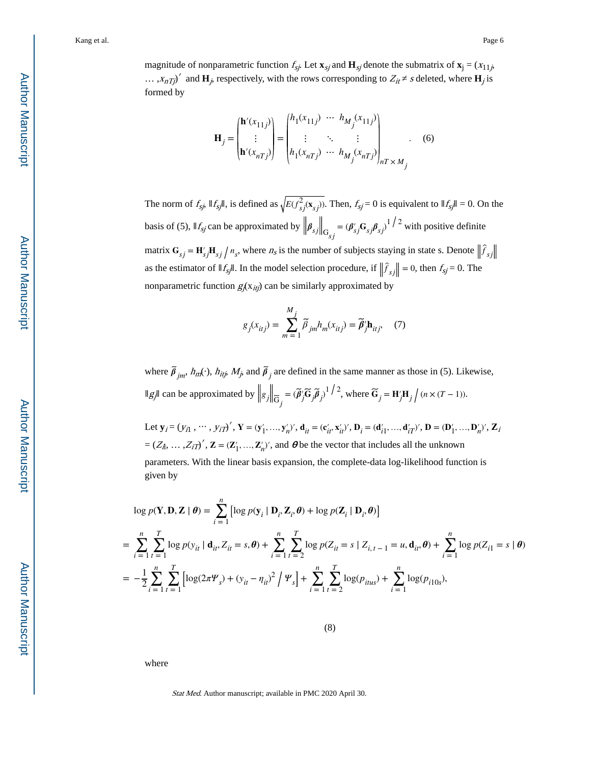magnitude of nonparametric function $f_{sj}$. Let $\mathbf{x}_{sj}$ and $\mathbf{H}_{sj}$ denote the submatrix of $\mathbf{x}_j = (x_{11j}, \dots, x_{nTj})'$ and $\mathbf{H}_j$, respectively, with the rows corresponding to $Z_{it} \neq s$ deleted, where $\mathbf{H}_j$ is formed by

$$
\mathbf{H}_j = \begin{pmatrix} \mathbf{h}'(x_{11j}) \\ \vdots \\ \mathbf{h}'(x_{nTj}) \end{pmatrix} = \begin{pmatrix} h_1(x_{11j}) & \cdots & h_{M_j}(x_{11j}) \\ \vdots & \ddots & \vdots \\ h_1(x_{nTj}) & \cdots & h_{M_j}(x_{nTj}) \end{pmatrix}_{nT \times M_j}. \quad (6)
$$

The norm of $f_{sj}$, $\|f_{sj}\|$, is defined as $\sqrt{E(f_{sj}^2(\mathbf{x}_{sj}))}$. Then, $f_{sj} = 0$ is equivalent to $\|f_{sj}\| = 0$. On the basis of (5), $\|f_{sj}$ can be approximated by $\left\|\boldsymbol{\beta}_{sj}\right\|_{\mathbf{G}_{sj}} = (\boldsymbol{\beta}_{sj}'\mathbf{G}_{sj}\boldsymbol{\beta}_{sj})^{1/2}$ with positive definite matrix $\mathbf{G}_{sj} = \mathbf{H}_{sj}'\mathbf{H}_{sj} / n_s$, where $n_s$ is the number of subjects staying in state s. Denote $\left\|\hat{f}_{sj}\right\|$ as the estimator of $\|f_{sj}\|$. In the model selection procedure, if $\left\|\hat{f}_{sj}\right\| = 0$, then $f_{sj} = 0$. The nonparametric function $g_j(x_{itj})$ can be similarly approximated by

$$
g_j(x_{itj}) = \sum_{m=1}^{M_j} \tilde{\beta}_{jm} h_m(x_{itj}) = \tilde{\boldsymbol{\beta}}_j'\mathbf{h}_{itj}, \quad (7)
$$

where $\tilde{\beta}_{jm}$, $h_m(\cdot)$, $h_{itj}$, $M_j$, and $\tilde{\boldsymbol{\beta}}_j$ are defined in the same manner as those in (5). Likewise, $\|g_j\|$ can be approximated by $\left\|g_j\right\|_{\tilde{\mathbf{G}}_j} = (\tilde{\boldsymbol{\beta}}_j'\tilde{\mathbf{G}}_j\tilde{\boldsymbol{\beta}}_j)^{1/2}$, where $\tilde{\mathbf{G}}_j = \mathbf{H}_j'\mathbf{H}_j / (n \times (T-1))$.

Let $\mathbf{y}_i = (y_{i1}, \cdots, y_{iT})'$, $\mathbf{Y} = (\mathbf{y}_1', \dots, \mathbf{y}_n')'$, $\mathbf{d}_{it} = (\mathbf{c}_{it}', \mathbf{x}_{it}')'$, $\mathbf{D}_i = (\mathbf{d}_{i1}', \dots, \mathbf{d}_{iT}')'$, $\mathbf{D} = (\mathbf{D}_1', \dots, \mathbf{D}_n')'$, $\mathbf{Z}_i = (Z_{i1}, \dots, Z_{iT})'$, $\mathbf{Z} = (\mathbf{Z}_1', \dots, \mathbf{Z}_n')'$, and $\boldsymbol{\theta}$ be the vector that includes all the unknown parameters. With the linear basis expansion, the complete-data log-likelihood function is given by

$$
\begin{aligned}
\log p(\mathbf{Y}, \mathbf{D}, \mathbf{Z} \mid \boldsymbol{\theta}) &= \sum_{i=1}^{n} \left[\log p(\mathbf{y}_i \mid \mathbf{D}_i, \mathbf{Z}_i, \boldsymbol{\theta}) + \log p(\mathbf{Z}_i \mid \mathbf{D}_i, \boldsymbol{\theta})\right] \\
&= \sum_{i=1}^{n}\sum_{t=1}^{T} \log p(y_{it} \mid \mathbf{d}_{it}, Z_{it} = s, \boldsymbol{\theta}) + \sum_{i=1}^{n}\sum_{t=2}^{T} \log p(Z_{it} = s \mid Z_{i,t-1} = u, \mathbf{d}_{it}, \boldsymbol{\theta}) + \sum_{i=1}^{n} \log p(Z_{i1} = s \mid \boldsymbol{\theta}) \\
&= -\frac{1}{2}\sum_{i=1}^{n}\sum_{t=1}^{T} \left[\log(2\pi\Psi_s) + (y_{it} - \eta_{it})^2 / \Psi_s\right] + \sum_{i=1}^{n}\sum_{t=2}^{T} \log(p_{itus}) + \sum_{i=1}^{n} \log(p_{i10s}),
\end{aligned}
$$

(8)

where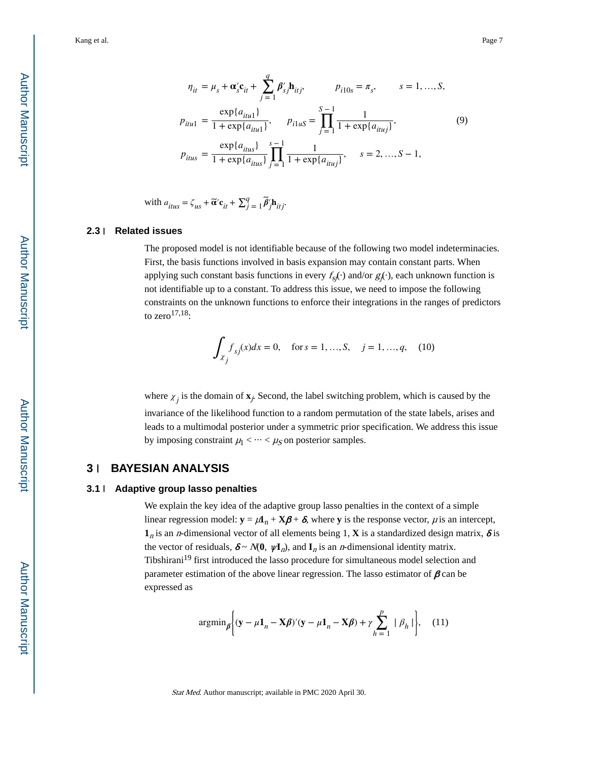$$
\begin{aligned}
\eta_{it} &= \mu_s + \boldsymbol{\alpha}_s' \mathbf{c}_{it} + \sum_{j=1}^{q} \boldsymbol{\beta}_{sj}' \mathbf{h}_{itj}, \qquad p_{i10s} = \pi_s, \qquad s = 1, \ldots, S, \\
p_{itu1} &= \frac{\exp\{a_{itu1}\}}{1 + \exp\{a_{itu1}\}}, \qquad p_{i1uS} = \prod_{j=1}^{S-1} \frac{1}{1 + \exp\{a_{ituj}\}}, \\
p_{itus} &= \frac{\exp\{a_{itus}\}}{1 + \exp\{a_{itus}\}} \prod_{j=1}^{s-1} \frac{1}{1 + \exp\{a_{ituj}\}}, \qquad s = 2, \ldots, S-1,
\end{aligned}
\tag{9}
$$

with $a_{itus} = \zeta_{us} + \widetilde{\boldsymbol{\alpha}}' \mathbf{c}_{it} + \sum_{j=1}^{q} \widetilde{\boldsymbol{\beta}}_j' \mathbf{h}_{itj}$.

### 2.3 | Related issues

The proposed model is not identifiable because of the following two model indeterminacies. First, the basis functions involved in basis expansion may contain constant parts. When applying such constant basis functions in every $f_{sj}(\cdot)$ and/or $g_j(\cdot)$, each unknown function is not identifiable up to a constant. To address this issue, we need to impose the following constraints on the unknown functions to enforce their integrations in the ranges of predictors to zero[17,18]:

$$
\int_{\chi_j} f_{sj}(x) dx = 0, \quad \text{for } s = 1, \ldots, S, \quad j = 1, \ldots, q, \tag{10}
$$

where $\chi_j$ is the domain of $\mathbf{x}_j$. Second, the label switching problem, which is caused by the invariance of the likelihood function to a random permutation of the state labels, arises and leads to a multimodal posterior under a symmetric prior specification. We address this issue by imposing constraint $\mu_1 < \cdots < \mu_S$ on posterior samples.

## 3 | BAYESIAN ANALYSIS

### 3.1 | Adaptive group lasso penalties

We explain the key idea of the adaptive group lasso penalties in the context of a simple linear regression model: $\mathbf{y} = \mu \mathbf{1}_n + \mathbf{X}\boldsymbol{\beta} + \boldsymbol{\delta}$, where $\mathbf{y}$ is the response vector, $\mu$ is an intercept, $\mathbf{1}_n$ is an $n$-dimensional vector of all elements being 1, $\mathbf{X}$ is a standardized design matrix, $\boldsymbol{\delta}$ is the vector of residuals, $\boldsymbol{\delta} \sim N(\mathbf{0}, \psi \mathbf{I}_n)$, and $\mathbf{I}_n$ is an $n$-dimensional identity matrix. Tibshirani[19] first introduced the lasso procedure for simultaneous model selection and parameter estimation of the above linear regression. The lasso estimator of $\boldsymbol{\beta}$ can be expressed as

$$
\operatorname{argmin}_{\boldsymbol{\beta}} \left\{ (\mathbf{y} - \mu \mathbf{1}_n - \mathbf{X}\boldsymbol{\beta})'(\mathbf{y} - \mu \mathbf{1}_n - \mathbf{X}\boldsymbol{\beta}) + \gamma \sum_{h=1}^{p} |\beta_h| \right\}, \tag{11}
$$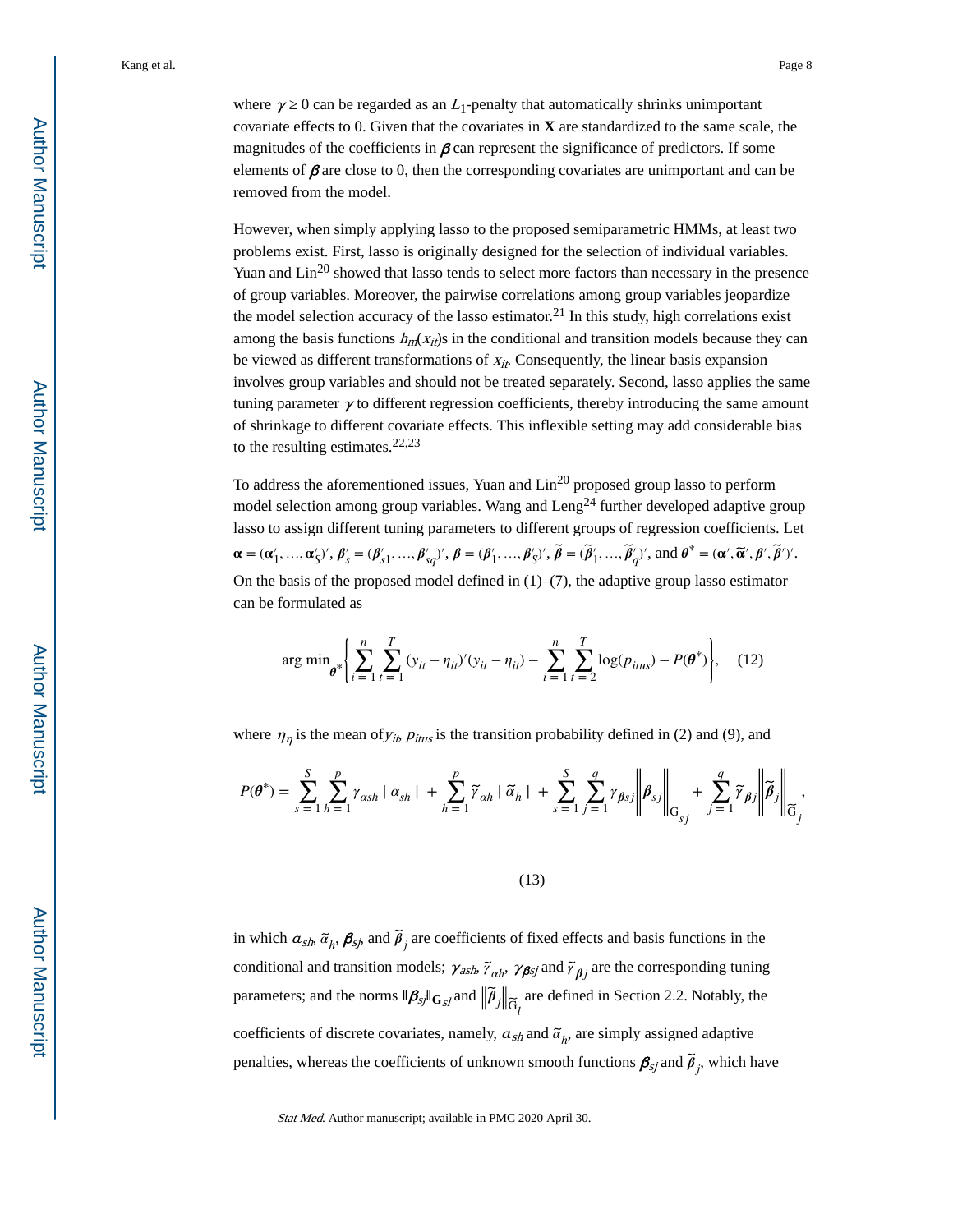where $\gamma \geq 0$ can be regarded as an $L_1$-penalty that automatically shrinks unimportant covariate effects to 0. Given that the covariates in $\mathbf{X}$ are standardized to the same scale, the magnitudes of the coefficients in $\boldsymbol{\beta}$ can represent the significance of predictors. If some elements of $\boldsymbol{\beta}$ are close to 0, then the corresponding covariates are unimportant and can be removed from the model.

However, when simply applying lasso to the proposed semiparametric HMMs, at least two problems exist. First, lasso is originally designed for the selection of individual variables. Yuan and Lin[20] showed that lasso tends to select more factors than necessary in the presence of group variables. Moreover, the pairwise correlations among group variables jeopardize the model selection accuracy of the lasso estimator.[21] In this study, high correlations exist among the basis functions $h_m(x_{it})$s in the conditional and transition models because they can be viewed as different transformations of $x_{it}$. Consequently, the linear basis expansion involves group variables and should not be treated separately. Second, lasso applies the same tuning parameter $\gamma$ to different regression coefficients, thereby introducing the same amount of shrinkage to different covariate effects. This inflexible setting may add considerable bias to the resulting estimates.[22,23]

To address the aforementioned issues, Yuan and Lin[20] proposed group lasso to perform model selection among group variables. Wang and Leng[24] further developed adaptive group lasso to assign different tuning parameters to different groups of regression coefficients. Let $\boldsymbol{\alpha} = (\boldsymbol{\alpha}_1', \ldots, \boldsymbol{\alpha}_S')'$, $\boldsymbol{\beta}_s' = (\boldsymbol{\beta}_{s1}', \ldots, \boldsymbol{\beta}_{sq}')'$, $\boldsymbol{\beta} = (\boldsymbol{\beta}_1', \ldots, \boldsymbol{\beta}_S')'$, $\widetilde{\boldsymbol{\beta}} = (\widetilde{\boldsymbol{\beta}}_1', \ldots, \widetilde{\boldsymbol{\beta}}_q')'$, and $\boldsymbol{\theta}^* = (\boldsymbol{\alpha}', \widetilde{\boldsymbol{\alpha}}', \boldsymbol{\beta}', \widetilde{\boldsymbol{\beta}}')'$. On the basis of the proposed model defined in (1)–(7), the adaptive group lasso estimator can be formulated as

$$\arg\min_{\boldsymbol{\theta}^*} \left\{ \sum_{i=1}^{n} \sum_{t=1}^{T} (y_{it} - \eta_{it})'(y_{it} - \eta_{it}) - \sum_{i=1}^{n} \sum_{t=2}^{T} \log(p_{itus}) - P(\boldsymbol{\theta}^*) \right\}, \quad (12)$$

where $\eta_{\eta}$ is the mean of $y_{it}$, $p_{itus}$ is the transition probability defined in (2) and (9), and

$$P(\boldsymbol{\theta}^*) = \sum_{s=1}^{S} \sum_{h=1}^{p} \gamma_{\alpha sh} \mid \alpha_{sh} \mid + \sum_{h=1}^{p} \widetilde{\gamma}_{\alpha h} \mid \widetilde{\alpha}_h \mid + \sum_{s=1}^{S} \sum_{j=1}^{q} \gamma_{\beta sj} \left\| \boldsymbol{\beta}_{sj} \right\|_{\mathrm{G}_{sj}} + \sum_{j=1}^{q} \widetilde{\gamma}_{\beta j} \left\| \widetilde{\boldsymbol{\beta}}_j \right\|_{\widetilde{\mathrm{G}}_j},$$

(13)

in which $\alpha_{sh}$, $\widetilde{\alpha}_h$, $\boldsymbol{\beta}_{sj}$, and $\widetilde{\boldsymbol{\beta}}_j$ are coefficients of fixed effects and basis functions in the conditional and transition models; $\gamma_{ash}$, $\widetilde{\gamma}_{\alpha h}$, $\gamma_{\boldsymbol{\beta} sj}$ and $\widetilde{\gamma}_{\boldsymbol{\beta} j}$ are the corresponding tuning parameters; and the norms $\|\boldsymbol{\beta}_{sj}\|_{\mathbf{G}_{sl}}$ and $\left\|\widetilde{\boldsymbol{\beta}}_j\right\|_{\widetilde{\mathrm{G}}_l}$ are defined in Section 2.2. Notably, the coefficients of discrete covariates, namely, $\alpha_{sh}$ and $\widetilde{\alpha}_h$, are simply assigned adaptive penalties, whereas the coefficients of unknown smooth functions $\boldsymbol{\beta}_{sj}$ and $\widetilde{\boldsymbol{\beta}}_j$, which have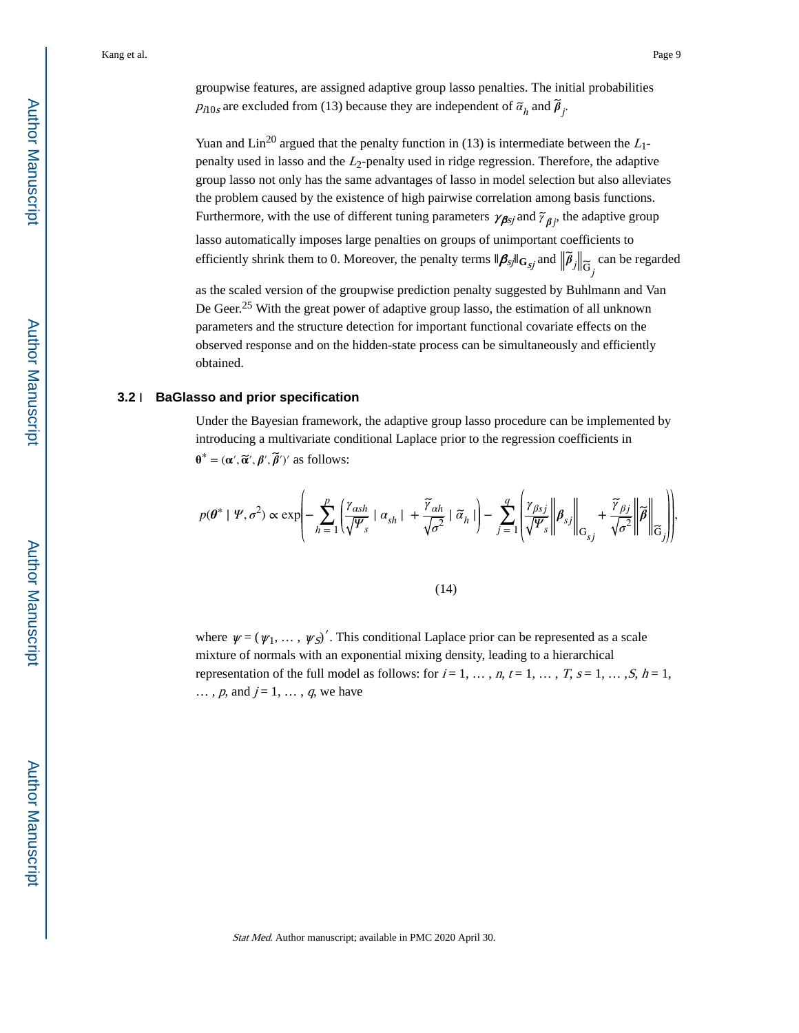groupwise features, are assigned adaptive group lasso penalties. The initial probabilities $p_{i10s}$ are excluded from (13) because they are independent of $\tilde{\alpha}_h$ and $\tilde{\boldsymbol{\beta}}_j$.

Yuan and Lin[20] argued that the penalty function in (13) is intermediate between the $L_1$-penalty used in lasso and the $L_2$-penalty used in ridge regression. Therefore, the adaptive group lasso not only has the same advantages of lasso in model selection but also alleviates the problem caused by the existence of high pairwise correlation among basis functions. Furthermore, with the use of different tuning parameters $\gamma_{\boldsymbol{\beta}sj}$ and $\tilde{\gamma}_{\beta j}$, the adaptive group lasso automatically imposes large penalties on groups of unimportant coefficients to efficiently shrink them to 0. Moreover, the penalty terms $\|\boldsymbol{\beta}_{sj}\|_{\mathbf{G}_{sj}}$ and $\left\|\tilde{\boldsymbol{\beta}}_j\right\|_{\tilde{\mathrm{G}}_j}$ can be regarded as the scaled version of the groupwise prediction penalty suggested by Buhlmann and Van De Geer.[25] With the great power of adaptive group lasso, the estimation of all unknown parameters and the structure detection for important functional covariate effects on the observed response and on the hidden-state process can be simultaneously and efficiently obtained.

## 3.2 | BaGlasso and prior specification

Under the Bayesian framework, the adaptive group lasso procedure can be implemented by introducing a multivariate conditional Laplace prior to the regression coefficients in $\boldsymbol{\theta}^* = (\boldsymbol{\alpha}', \tilde{\boldsymbol{\alpha}}', \boldsymbol{\beta}', \tilde{\boldsymbol{\beta}}')'$ as follows:

$$p(\boldsymbol{\theta}^* \mid \Psi, \sigma^2) \propto \exp\left(-\sum_{h=1}^{p}\left(\frac{\gamma_{\alpha sh}}{\sqrt{\Psi_s}} \mid \alpha_{sh} \mid + \frac{\tilde{\gamma}_{\alpha h}}{\sqrt{\sigma^2}} \mid \tilde{\alpha}_h \mid\right) - \sum_{j=1}^{q}\left(\frac{\gamma_{\beta sj}}{\sqrt{\Psi_s}}\left\|\boldsymbol{\beta}_{sj}\right\|_{\mathrm{G}_{sj}} + \frac{\tilde{\gamma}_{\beta j}}{\sqrt{\sigma^2}}\left\|\tilde{\boldsymbol{\beta}}\right\|_{\tilde{\mathrm{G}}_j}\right)\right), \tag{14}$$

where $\psi = (\psi_1, \ldots, \psi_S)'$. This conditional Laplace prior can be represented as a scale mixture of normals with an exponential mixing density, leading to a hierarchical representation of the full model as follows: for $i = 1, \ldots, n$, $t = 1, \ldots, T$, $s = 1, \ldots, S$, $h = 1, \ldots, p$, and $j = 1, \ldots, q$, we have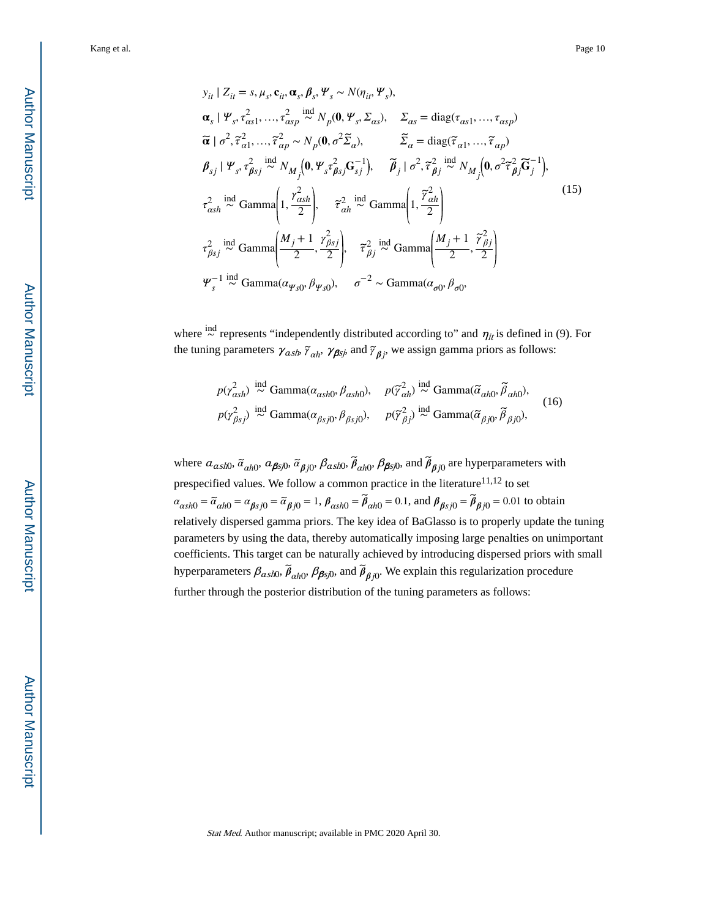$$
\begin{aligned}
& y_{it} \mid Z_{it} = s, \mu_s, \mathbf{c}_{it}, \boldsymbol{\alpha}_s, \boldsymbol{\beta}_s, \Psi_s \sim N(\eta_{it}, \Psi_s), \\
& \boldsymbol{\alpha}_s \mid \Psi_s, \tau_{\alpha s1}^2, \ldots, \tau_{\alpha sp}^2 \overset{\text{ind}}{\sim} N_p(\mathbf{0}, \Psi_s \Sigma_{\alpha s}), \quad \Sigma_{\alpha s} = \text{diag}(\tau_{\alpha s1}, \ldots, \tau_{\alpha sp}) \\
& \widetilde{\boldsymbol{\alpha}} \mid \sigma^2, \widetilde{\tau}_{\alpha 1}^2, \ldots, \widetilde{\tau}_{\alpha p}^2 \sim N_p(\mathbf{0}, \sigma^2 \widetilde{\Sigma}_\alpha), \qquad \widetilde{\Sigma}_\alpha = \text{diag}(\widetilde{\tau}_{\alpha 1}, \ldots, \widetilde{\tau}_{\alpha p}) \\
& \boldsymbol{\beta}_{sj} \mid \Psi_s, \tau_{\boldsymbol{\beta} sj}^2 \overset{\text{ind}}{\sim} N_{M_j}\left(\mathbf{0}, \Psi_s \tau_{\boldsymbol{\beta} sj}^2 \mathbf{G}_{sj}^{-1}\right), \quad \widetilde{\boldsymbol{\beta}}_j \mid \sigma^2, \widetilde{\tau}_{\boldsymbol{\beta} j}^2 \overset{\text{ind}}{\sim} N_{M_j}\left(\mathbf{0}, \sigma^2 \widetilde{\tau}_{\boldsymbol{\beta} j}^2 \widetilde{\mathbf{G}}_j^{-1}\right), \\
& \tau_{\alpha sh}^2 \overset{\text{ind}}{\sim} \text{Gamma}\left(1, \frac{\gamma_{\alpha sh}^2}{2}\right), \quad \widetilde{\tau}_{\alpha h}^2 \overset{\text{ind}}{\sim} \text{Gamma}\left(1, \frac{\widetilde{\gamma}_{\alpha h}^2}{2}\right) \\
& \tau_{\beta sj}^2 \overset{\text{ind}}{\sim} \text{Gamma}\left(\frac{M_j + 1}{2}, \frac{\gamma_{\beta sj}^2}{2}\right), \quad \widetilde{\tau}_{\beta j}^2 \overset{\text{ind}}{\sim} \text{Gamma}\left(\frac{M_j + 1}{2}, \frac{\widetilde{\gamma}_{\beta j}^2}{2}\right) \\
& \Psi_s^{-1} \overset{\text{ind}}{\sim} \text{Gamma}(\alpha_{\Psi s0}, \beta_{\Psi s0}), \quad \sigma^{-2} \sim \text{Gamma}(\alpha_{\sigma 0}, \beta_{\sigma 0},
\end{aligned} \tag{15}
$$

where $\overset{\text{ind}}{\sim}$ represents "independently distributed according to" and $\eta_{it}$ is defined in (9). For the tuning parameters $\gamma_{\alpha sh}$, $\widetilde{\gamma}_{\alpha h}$, $\gamma_{\boldsymbol{\beta} sj}$, and $\widetilde{\gamma}_{\boldsymbol{\beta} j}$, we assign gamma priors as follows:

$$
\begin{aligned}
& p(\gamma_{\alpha sh}^2) \overset{\text{ind}}{\sim} \text{Gamma}(\alpha_{\alpha sh0}, \beta_{\alpha sh0}), \quad p(\widetilde{\gamma}_{\alpha h}^2) \overset{\text{ind}}{\sim} \text{Gamma}(\widetilde{\alpha}_{\alpha h0}, \widetilde{\beta}_{\alpha h0}), \\
& p(\gamma_{\beta sj}^2) \overset{\text{ind}}{\sim} \text{Gamma}(\alpha_{\beta sj0}, \beta_{\beta sj0}), \quad p(\widetilde{\gamma}_{\beta j}^2) \overset{\text{ind}}{\sim} \text{Gamma}(\widetilde{\alpha}_{\beta j0}, \widetilde{\beta}_{\beta j0}),
\end{aligned} \tag{16}
$$

where $\alpha_{\alpha sh0}$, $\widetilde{\alpha}_{\alpha h0}$, $\alpha_{\boldsymbol{\beta} sj0}$, $\widetilde{\alpha}_{\boldsymbol{\beta} j0}$, $\beta_{\alpha sh0}$, $\widetilde{\beta}_{\alpha h0}$, $\beta_{\boldsymbol{\beta} sj0}$, and $\widetilde{\beta}_{\boldsymbol{\beta} j0}$ are hyperparameters with prespecified values. We follow a common practice in the literature[11,12] to set $\alpha_{\alpha sh0} = \widetilde{\alpha}_{\alpha h0} = \alpha_{\boldsymbol{\beta} sj0} = \widetilde{\alpha}_{\boldsymbol{\beta} j0} = 1$, $\beta_{\alpha sh0} = \widetilde{\beta}_{\alpha h0} = 0.1$, and $\beta_{\boldsymbol{\beta} sj0} = \widetilde{\beta}_{\boldsymbol{\beta} j0} = 0.01$ to obtain relatively dispersed gamma priors. The key idea of BaGlasso is to properly update the tuning parameters by using the data, thereby automatically imposing large penalties on unimportant coefficients. This target can be naturally achieved by introducing dispersed priors with small hyperparameters $\beta_{\alpha sh0}$, $\widetilde{\beta}_{\alpha h0}$, $\beta_{\boldsymbol{\beta} sj0}$, and $\widetilde{\beta}_{\boldsymbol{\beta} j0}$. We explain this regularization procedure further through the posterior distribution of the tuning parameters as follows: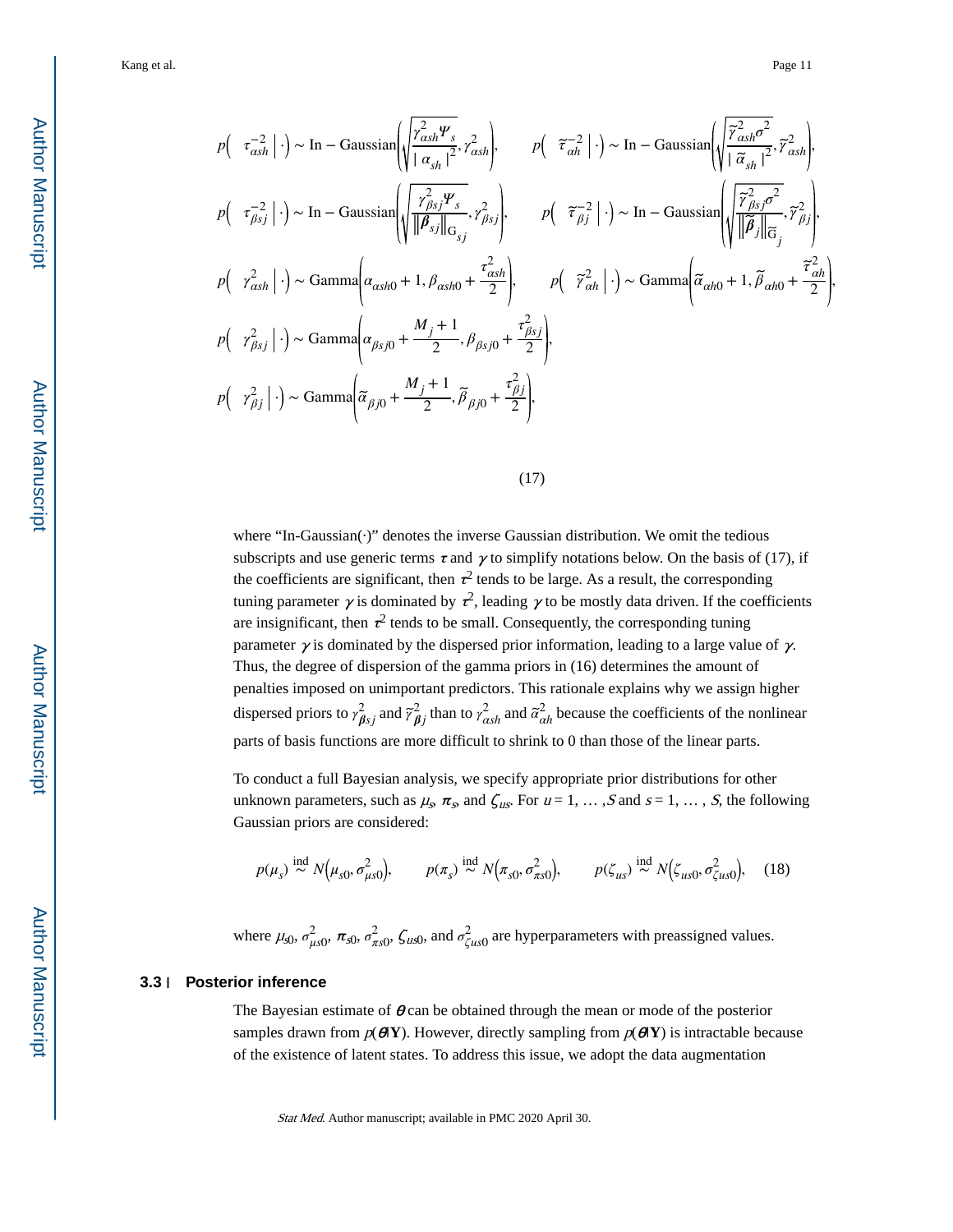$$
\begin{aligned}
&p\left(\tau_{\alpha sh}^{-2}\,\middle|\,\cdot\right) \sim \text{In}-\text{Gaussian}\left(\sqrt{\frac{\gamma_{\alpha sh}^{2}\Psi_{s}}{|\alpha_{sh}|^{2}}},\gamma_{\alpha sh}^{2}\right), \qquad p\left(\tilde{\tau}_{\alpha h}^{-2}\,\middle|\,\cdot\right) \sim \text{In}-\text{Gaussian}\left(\sqrt{\frac{\tilde{\gamma}_{\alpha sh}^{2}\sigma^{2}}{|\tilde{\alpha}_{sh}|^{2}}},\tilde{\gamma}_{\alpha sh}^{2}\right),\\
&p\left(\tau_{\beta sj}^{-2}\,\middle|\,\cdot\right) \sim \text{In}-\text{Gaussian}\left(\sqrt{\frac{\gamma_{\beta sj}^{2}\Psi_{s}}{\|\boldsymbol{\beta}_{sj}\|_{\mathrm{G}_{sj}}}},\gamma_{\beta sj}^{2}\right), \qquad p\left(\tilde{\tau}_{\beta j}^{-2}\,\middle|\,\cdot\right) \sim \text{In}-\text{Gaussian}\left(\sqrt{\frac{\tilde{\gamma}_{\beta sj}^{2}\sigma^{2}}{\|\tilde{\boldsymbol{\beta}}_{j}\|_{\tilde{\mathrm{G}}_{j}}}},\tilde{\gamma}_{\beta j}^{2}\right),\\
&p\left(\gamma_{\alpha sh}^{2}\,\middle|\,\cdot\right) \sim \text{Gamma}\left(\alpha_{\alpha sh0}+1,\beta_{\alpha sh0}+\frac{\tau_{\alpha sh}^{2}}{2}\right), \qquad p\left(\tilde{\gamma}_{\alpha h}^{2}\,\middle|\,\cdot\right) \sim \text{Gamma}\left(\tilde{\alpha}_{\alpha h0}+1,\tilde{\beta}_{\alpha h0}+\frac{\tilde{\tau}_{\alpha h}^{2}}{2}\right),\\
&p\left(\gamma_{\beta sj}^{2}\,\middle|\,\cdot\right) \sim \text{Gamma}\left(\alpha_{\beta sj0}+\frac{M_{j}+1}{2},\beta_{\beta sj0}+\frac{\tau_{\beta sj}^{2}}{2}\right),\\
&p\left(\gamma_{\beta j}^{2}\,\middle|\,\cdot\right) \sim \text{Gamma}\left(\tilde{\alpha}_{\beta j0}+\frac{M_{j}+1}{2},\tilde{\beta}_{\beta j0}+\frac{\tau_{\beta j}^{2}}{2}\right),
\end{aligned}
\tag{17}
$$

where "In-Gaussian(·)" denotes the inverse Gaussian distribution. We omit the tedious subscripts and use generic terms $\tau$ and $\gamma$ to simplify notations below. On the basis of (17), if the coefficients are significant, then $\tau^2$ tends to be large. As a result, the corresponding tuning parameter $\gamma$ is dominated by $\tau^2$, leading $\gamma$ to be mostly data driven. If the coefficients are insignificant, then $\tau^2$ tends to be small. Consequently, the corresponding tuning parameter $\gamma$ is dominated by the dispersed prior information, leading to a large value of $\gamma$. Thus, the degree of dispersion of the gamma priors in (16) determines the amount of penalties imposed on unimportant predictors. This rationale explains why we assign higher dispersed priors to $\gamma_{\boldsymbol{\beta} sj}^2$ and $\tilde{\gamma}_{\boldsymbol{\beta} j}^2$ than to $\gamma_{\alpha sh}^2$ and $\tilde{\alpha}_{\alpha h}^2$ because the coefficients of the nonlinear parts of basis functions are more difficult to shrink to 0 than those of the linear parts.

To conduct a full Bayesian analysis, we specify appropriate prior distributions for other unknown parameters, such as $\mu_s$, $\pi_s$, and $\zeta_{us}$. For $u = 1, \ldots, S$ and $s = 1, \ldots, S$, the following Gaussian priors are considered:

$$
p(\mu_s) \overset{\text{ind}}{\sim} N\left(\mu_{s0}, \sigma_{\mu s0}^2\right), \qquad p(\pi_s) \overset{\text{ind}}{\sim} N\left(\pi_{s0}, \sigma_{\pi s0}^2\right), \qquad p(\zeta_{us}) \overset{\text{ind}}{\sim} N\left(\zeta_{us0}, \sigma_{\zeta us0}^2\right), \tag{18}
$$

where $\mu_{s0}$, $\sigma_{\mu s0}^2$, $\pi_{s0}$, $\sigma_{\pi s0}^2$, $\zeta_{us0}$, and $\sigma_{\zeta us0}^2$ are hyperparameters with preassigned values.

### 3.3 | Posterior inference

The Bayesian estimate of $\boldsymbol{\theta}$ can be obtained through the mean or mode of the posterior samples drawn from $p(\boldsymbol{\theta}|\mathbf{Y})$. However, directly sampling from $p(\boldsymbol{\theta}|\mathbf{Y})$ is intractable because of the existence of latent states. To address this issue, we adopt the data augmentation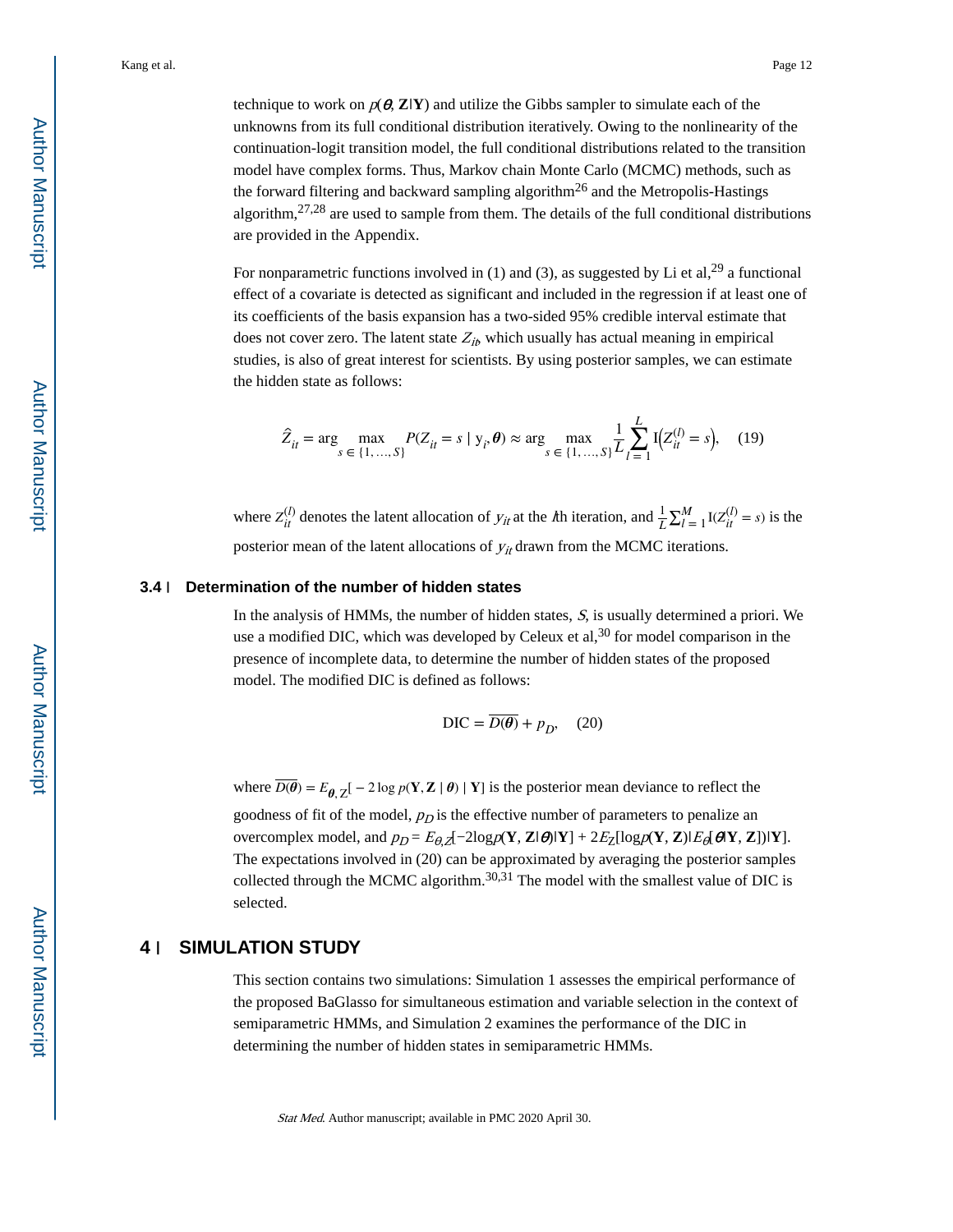technique to work on $p(\theta, \mathbf{Z}|\mathbf{Y})$ and utilize the Gibbs sampler to simulate each of the unknowns from its full conditional distribution iteratively. Owing to the nonlinearity of the continuation-logit transition model, the full conditional distributions related to the transition model have complex forms. Thus, Markov chain Monte Carlo (MCMC) methods, such as the forward filtering and backward sampling algorithm[26] and the Metropolis-Hastings algorithm,[27,28] are used to sample from them. The details of the full conditional distributions are provided in the Appendix.

For nonparametric functions involved in (1) and (3), as suggested by Li et al,[29] a functional effect of a covariate is detected as significant and included in the regression if at least one of its coefficients of the basis expansion has a two-sided 95% credible interval estimate that does not cover zero. The latent state $Z_{it}$, which usually has actual meaning in empirical studies, is also of great interest for scientists. By using posterior samples, we can estimate the hidden state as follows:

$$\hat{Z}_{it} = \arg \max_{s \in \{1, \ldots, S\}} P(Z_{it} = s \mid \mathrm{y}_i, \boldsymbol{\theta}) \approx \arg \max_{s \in \{1, \ldots, S\}} \frac{1}{L} \sum_{l=1}^{L} \mathrm{I}\left(Z_{it}^{(l)} = s\right), \quad (19)$$

where $Z_{it}^{(l)}$ denotes the latent allocation of $y_{it}$ at the $l$th iteration, and $\frac{1}{L}\sum_{l=1}^{M} \mathrm{I}(Z_{it}^{(l)} = s)$ is the posterior mean of the latent allocations of $y_{it}$ drawn from the MCMC iterations.

### 3.4 | Determination of the number of hidden states

In the analysis of HMMs, the number of hidden states, $S$, is usually determined a priori. We use a modified DIC, which was developed by Celeux et al,[30] for model comparison in the presence of incomplete data, to determine the number of hidden states of the proposed model. The modified DIC is defined as follows:

$$\mathrm{DIC} = \overline{D(\boldsymbol{\theta})} + p_D, \quad (20)$$

where $\overline{D(\boldsymbol{\theta})} = E_{\boldsymbol{\theta}, \mathrm{Z}}[-2 \log p(\mathbf{Y}, \mathbf{Z} \mid \boldsymbol{\theta}) \mid \mathbf{Y}]$ is the posterior mean deviance to reflect the goodness of fit of the model, $p_D$ is the effective number of parameters to penalize an overcomplex model, and $p_D = E_{\theta,Z}[-2\log p(\mathbf{Y}, \mathbf{Z}|\boldsymbol{\theta})|\mathbf{Y}] + 2E_Z[\log p(\mathbf{Y}, \mathbf{Z})|E_\theta[\boldsymbol{\theta}|\mathbf{Y}, \mathbf{Z}])|\mathbf{Y}]$. The expectations involved in (20) can be approximated by averaging the posterior samples collected through the MCMC algorithm.[30,31] The model with the smallest value of DIC is selected.

## 4 | SIMULATION STUDY

This section contains two simulations: Simulation 1 assesses the empirical performance of the proposed BaGlasso for simultaneous estimation and variable selection in the context of semiparametric HMMs, and Simulation 2 examines the performance of the DIC in determining the number of hidden states in semiparametric HMMs.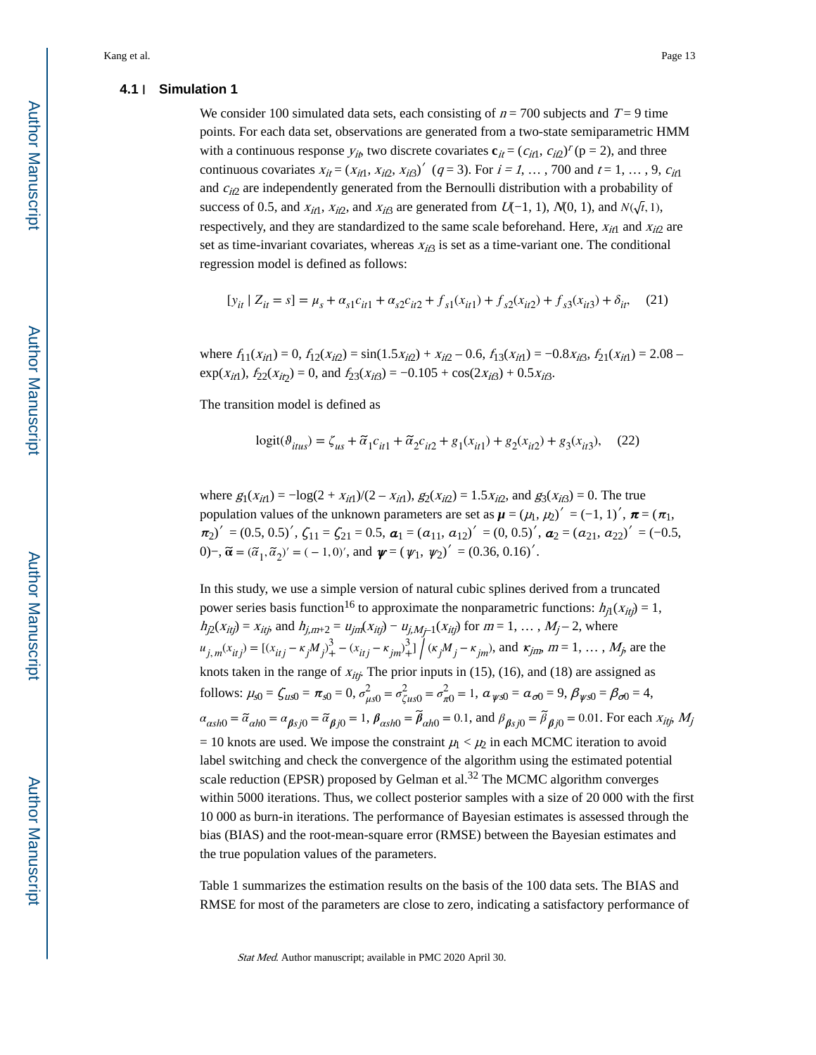### 4.1 | Simulation 1

We consider 100 simulated data sets, each consisting of $n = 700$ subjects and $T = 9$ time points. For each data set, observations are generated from a two-state semiparametric HMM with a continuous response $y_{it}$, two discrete covariates $\mathbf{c}_{it} = (c_{it1}, c_{it2})^T$ (p = 2), and three continuous covariates $x_{it} = (x_{it1}, x_{it2}, x_{it3})'$ $(q = 3)$. For $i = 1, \ldots, 700$ and $t = 1, \ldots, 9$, $c_{it1}$ and $c_{it2}$ are independently generated from the Bernoulli distribution with a probability of success of 0.5, and $x_{it1}$, $x_{it2}$, and $x_{it3}$ are generated from $U(-1, 1)$, $N(0, 1)$, and $N(\sqrt{t}, 1)$, respectively, and they are standardized to the same scale beforehand. Here, $x_{it1}$ and $x_{it2}$ are set as time-invariant covariates, whereas $x_{it3}$ is set as a time-variant one. The conditional regression model is defined as follows:

$$[y_{it} \mid Z_{it} = s] = \mu_s + \alpha_{s1}c_{it1} + \alpha_{s2}c_{it2} + f_{s1}(x_{it1}) + f_{s2}(x_{it2}) + f_{s3}(x_{it3}) + \delta_{it}, \quad (21)$$

where $f_{11}(x_{it1}) = 0$, $f_{12}(x_{it2}) = \sin(1.5x_{it2}) + x_{it2} - 0.6$, $f_{13}(x_{it1}) = -0.8x_{it3}$, $f_{21}(x_{it1}) = 2.08 - \exp(x_{it1})$, $f_{22}(x_{it2}) = 0$, and $f_{23}(x_{it3}) = -0.105 + \cos(2x_{it3}) + 0.5x_{it3}$.

The transition model is defined as

$$\text{logit}(\vartheta_{itus}) = \zeta_{us} + \tilde{\alpha}_1 c_{it1} + \tilde{\alpha}_2 c_{it2} + g_1(x_{it1}) + g_2(x_{it2}) + g_3(x_{it3}), \quad (22)$$

where $g_1(x_{it1}) = -\log(2 + x_{it1})/(2 - x_{it1})$, $g_2(x_{it2}) = 1.5x_{it2}$, and $g_3(x_{it3}) = 0$. The true population values of the unknown parameters are set as $\boldsymbol{\mu} = (\mu_1, \mu_2)' = (-1, 1)'$, $\boldsymbol{\pi} = (\pi_1, \pi_2)' = (0.5, 0.5)'$, $\zeta_{11} = \zeta_{21} = 0.5$, $\boldsymbol{\alpha}_1 = (\alpha_{11}, \alpha_{12})' = (0, 0.5)'$, $\boldsymbol{\alpha}_2 = (\alpha_{21}, \alpha_{22})' = (-0.5, 0)-$, $\tilde{\boldsymbol{\alpha}} = (\tilde{\alpha}_1, \tilde{\alpha}_2)' = (-1, 0)'$, and $\boldsymbol{\psi} = (\psi_1, \psi_2)' = (0.36, 0.16)'$.

In this study, we use a simple version of natural cubic splines derived from a truncated power series basis function[16] to approximate the nonparametric functions: $h_{j1}(x_{itj}) = 1$, $h_{j2}(x_{itj}) = x_{itj}$, and $h_{j,m+2} = u_{jm}(x_{itj}) - u_{j,M_j-1}(x_{itj})$ for $m = 1, \ldots, M_j - 2$, where $u_{j,m}(x_{itj}) = [(x_{itj} - \kappa_j M_j)_+^3 - (x_{itj} - \kappa_{jm})_+^3] \big/ (\kappa_j M_j - \kappa_{jm})$, and $\kappa_{jm}$, $m = 1, \ldots, M_j$, are the knots taken in the range of $x_{itj}$. The prior inputs in (15), (16), and (18) are assigned as follows: $\mu_{s0} = \zeta_{us0} = \pi_{s0} = 0$, $\sigma^2_{\mu s0} = \sigma^2_{\zeta us0} = \sigma^2_{\pi 0} = 1$, $\alpha_{\psi s0} = \alpha_{\sigma 0} = 9$, $\beta_{\psi s0} = \beta_{\sigma 0} = 4$, $\alpha_{\alpha sh0} = \tilde{\alpha}_{\alpha h0} = \alpha_{\beta sj0} = \tilde{\alpha}_{\beta j0} = 1$, $\beta_{\alpha sh0} = \tilde{\beta}_{\alpha h0} = 0.1$, and $\beta_{\beta sj0} = \tilde{\beta}_{\beta j0} = 0.01$. For each $x_{itj}$, $M_j = 10$ knots are used. We impose the constraint $\mu_1 < \mu_2$ in each MCMC iteration to avoid label switching and check the convergence of the algorithm using the estimated potential scale reduction (EPSR) proposed by Gelman et al.[32] The MCMC algorithm converges within 5000 iterations. Thus, we collect posterior samples with a size of 20 000 with the first 10 000 as burn-in iterations. The performance of Bayesian estimates is assessed through the bias (BIAS) and the root-mean-square error (RMSE) between the Bayesian estimates and the true population values of the parameters.

Table 1 summarizes the estimation results on the basis of the 100 data sets. The BIAS and RMSE for most of the parameters are close to zero, indicating a satisfactory performance of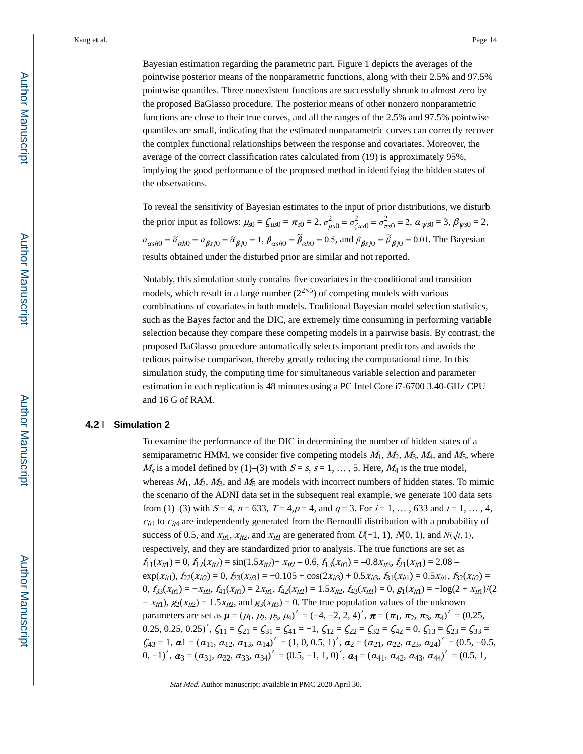Bayesian estimation regarding the parametric part. Figure 1 depicts the averages of the pointwise posterior means of the nonparametric functions, along with their 2.5% and 97.5% pointwise quantiles. Three nonexistent functions are successfully shrunk to almost zero by the proposed BaGlasso procedure. The posterior means of other nonzero nonparametric functions are close to their true curves, and all the ranges of the 2.5% and 97.5% pointwise quantiles are small, indicating that the estimated nonparametric curves can correctly recover the complex functional relationships between the response and covariates. Moreover, the average of the correct classification rates calculated from (19) is approximately 95%, implying the good performance of the proposed method in identifying the hidden states of the observations.

To reveal the sensitivity of Bayesian estimates to the input of prior distributions, we disturb the prior input as follows: $\mu_{s0} = \zeta_{us0} = \pi_{s0} = 2$, $\sigma^2_{\mu s0} = \sigma^2_{\zeta us0} = \sigma^2_{\pi s0} = 2$, $\alpha_{\psi s0} = 3$, $\beta_{\psi s0} = 2$, $\alpha_{\alpha sh0} = \tilde{\alpha}_{\alpha h0} = \alpha_{\beta sj0} = \tilde{\alpha}_{\beta j0} = 1$, $\beta_{\alpha sh0} = \tilde{\beta}_{\alpha h0} = 0.5$, and $\beta_{\beta sj0} = \tilde{\beta}_{\beta j0} = 0.01$. The Bayesian results obtained under the disturbed prior are similar and not reported.

Notably, this simulation study contains five covariates in the conditional and transition models, which result in a large number ($2^{2\times 5}$) of competing models with various combinations of covariates in both models. Traditional Bayesian model selection statistics, such as the Bayes factor and the DIC, are extremely time consuming in performing variable selection because they compare these competing models in a pairwise basis. By contrast, the proposed BaGlasso procedure automatically selects important predictors and avoids the tedious pairwise comparison, thereby greatly reducing the computational time. In this simulation study, the computing time for simultaneous variable selection and parameter estimation in each replication is 48 minutes using a PC Intel Core i7-6700 3.40-GHz CPU and 16 G of RAM.

### 4.2 | Simulation 2

To examine the performance of the DIC in determining the number of hidden states of a semiparametric HMM, we consider five competing models $M_1$, $M_2$, $M_3$, $M_4$, and $M_5$, where $M_s$ is a model defined by (1)–(3) with $S = s$, $s = 1, \ldots, 5$. Here, $M_4$ is the true model, whereas $M_1$, $M_2$, $M_3$, and $M_5$ are models with incorrect numbers of hidden states. To mimic the scenario of the ADNI data set in the subsequent real example, we generate 100 data sets from (1)–(3) with $S = 4$, $n = 633$, $T = 4$, $p = 4$, and $q = 3$. For $i = 1, \ldots, 633$ and $t = 1, \ldots, 4$, $c_{it1}$ to $c_{it4}$ are independently generated from the Bernoulli distribution with a probability of success of 0.5, and $x_{it1}$, $x_{it2}$, and $x_{it3}$ are generated from $U(-1, 1)$, $N(0, 1)$, and $N(\sqrt{t}, 1)$, respectively, and they are standardized prior to analysis. The true functions are set as $f_{11}(x_{it1}) = 0$, $f_{12}(x_{it2}) = \sin(1.5x_{it2}) + x_{it2} - 0.6$, $f_{13}(x_{it1}) = -0.8x_{it3}$, $f_{21}(x_{it1}) = 2.08 - \exp(x_{it1})$, $f_{22}(x_{it2}) = 0$, $f_{23}(x_{it3}) = -0.105 + \cos(2x_{it3}) + 0.5x_{it3}$, $f_{31}(x_{it1}) = 0.5x_{it1}$, $f_{32}(x_{it2}) = 0$, $f_{33}(x_{it1}) = -x_{it3}$, $f_{41}(x_{it1}) = 2x_{it1}$, $f_{42}(x_{it2}) = 1.5x_{it2}$, $f_{43}(x_{it3}) = 0$, $g_1(x_{it1}) = -\log(2 + x_{it1})/(2 - x_{it1})$, $g_2(x_{it2}) = 1.5x_{it2}$, and $g_3(x_{it3}) = 0$. The true population values of the unknown parameters are set as $\boldsymbol{\mu} = (\mu_1, \mu_2, \mu_3, \mu_4)' = (-4, -2, 2, 4)'$, $\boldsymbol{\pi} = (\pi_1, \pi_2, \pi_3, \pi_4)' = (0.25, 0.25, 0.25, 0.25)'$, $\zeta_{11} = \zeta_{21} = \zeta_{31} = \zeta_{41} = -1$, $\zeta_{12} = \zeta_{22} = \zeta_{32} = \zeta_{42} = 0$, $\zeta_{13} = \zeta_{23} = \zeta_{33} = \zeta_{43} = 1$, $\boldsymbol{\alpha}1 = (\alpha_{11}, \alpha_{12}, \alpha_{13}, \alpha_{14})' = (1, 0, 0.5, 1)'$, $\boldsymbol{\alpha}_2 = (\alpha_{21}, \alpha_{22}, \alpha_{23}, \alpha_{24})' = (0.5, -0.5, 0, -1)'$, $\boldsymbol{\alpha}_3 = (\alpha_{31}, \alpha_{32}, \alpha_{33}, \alpha_{34})' = (0.5, -1, 1, 0)'$, $\boldsymbol{\alpha}_4 = (\alpha_{41}, \alpha_{42}, \alpha_{43}, \alpha_{44})' = (0.5, 1,$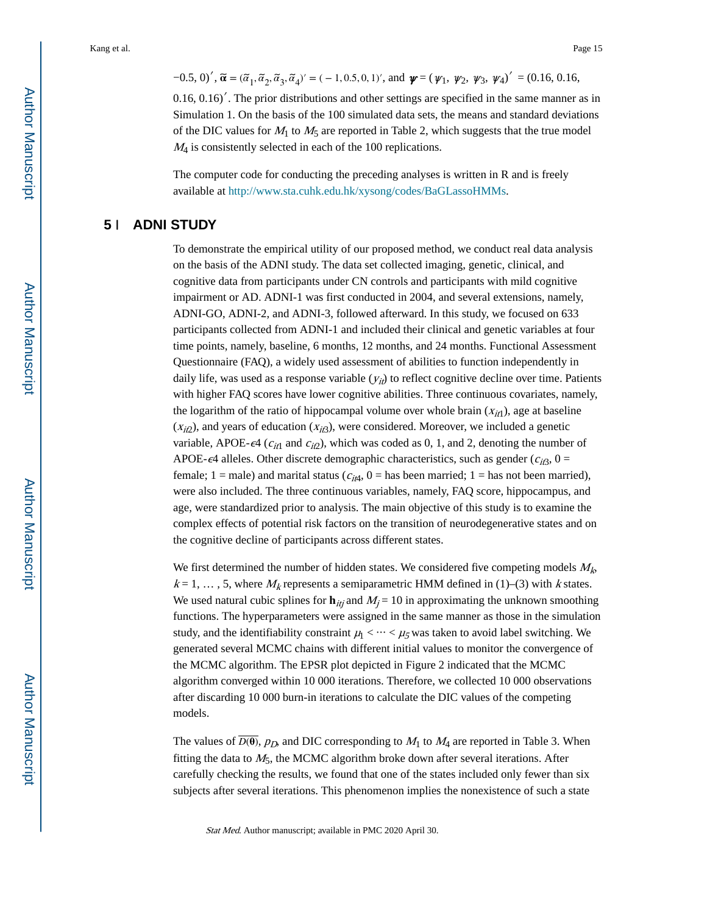$-0.5, 0)'$, $\tilde{\boldsymbol{\alpha}} = (\tilde{\alpha}_1, \tilde{\alpha}_2, \tilde{\alpha}_3, \tilde{\alpha}_4)' = (-1, 0.5, 0, 1)'$, and $\boldsymbol{\psi} = (\psi_1, \psi_2, \psi_3, \psi_4)' = (0.16, 0.16, 0.16, 0.16)'$. The prior distributions and other settings are specified in the same manner as in Simulation 1. On the basis of the 100 simulated data sets, the means and standard deviations of the DIC values for $M_1$ to $M_5$ are reported in Table 2, which suggests that the true model $M_4$ is consistently selected in each of the 100 replications.

The computer code for conducting the preceding analyses is written in R and is freely available at http://www.sta.cuhk.edu.hk/xysong/codes/BaGLassoHMMs.

## 5 | ADNI STUDY

To demonstrate the empirical utility of our proposed method, we conduct real data analysis on the basis of the ADNI study. The data set collected imaging, genetic, clinical, and cognitive data from participants under CN controls and participants with mild cognitive impairment or AD. ADNI-1 was first conducted in 2004, and several extensions, namely, ADNI-GO, ADNI-2, and ADNI-3, followed afterward. In this study, we focused on 633 participants collected from ADNI-1 and included their clinical and genetic variables at four time points, namely, baseline, 6 months, 12 months, and 24 months. Functional Assessment Questionnaire (FAQ), a widely used assessment of abilities to function independently in daily life, was used as a response variable ($y_{it}$) to reflect cognitive decline over time. Patients with higher FAQ scores have lower cognitive abilities. Three continuous covariates, namely, the logarithm of the ratio of hippocampal volume over whole brain ($x_{it1}$), age at baseline ($x_{it2}$), and years of education ($x_{it3}$), were considered. Moreover, we included a genetic variable, APOE-$\epsilon$4 ($c_{it1}$ and $c_{it2}$), which was coded as 0, 1, and 2, denoting the number of APOE-$\epsilon$4 alleles. Other discrete demographic characteristics, such as gender ($c_{it3}$, 0 = female; 1 = male) and marital status ($c_{it4}$, 0 = has been married; 1 = has not been married), were also included. The three continuous variables, namely, FAQ score, hippocampus, and age, were standardized prior to analysis. The main objective of this study is to examine the complex effects of potential risk factors on the transition of neurodegenerative states and on the cognitive decline of participants across different states.

We first determined the number of hidden states. We considered five competing models $M_k$, $k = 1, \ldots, 5$, where $M_k$ represents a semiparametric HMM defined in (1)–(3) with $k$ states. We used natural cubic splines for $\mathbf{h}_{itj}$ and $M_j = 10$ in approximating the unknown smoothing functions. The hyperparameters were assigned in the same manner as those in the simulation study, and the identifiability constraint $\mu_1 < \cdots < \mu_5$ was taken to avoid label switching. We generated several MCMC chains with different initial values to monitor the convergence of the MCMC algorithm. The EPSR plot depicted in Figure 2 indicated that the MCMC algorithm converged within 10 000 iterations. Therefore, we collected 10 000 observations after discarding 10 000 burn-in iterations to calculate the DIC values of the competing models.

The values of $\overline{D(\boldsymbol{\theta})}$, $p_D$, and DIC corresponding to $M_1$ to $M_4$ are reported in Table 3. When fitting the data to $M_5$, the MCMC algorithm broke down after several iterations. After carefully checking the results, we found that one of the states included only fewer than six subjects after several iterations. This phenomenon implies the nonexistence of such a state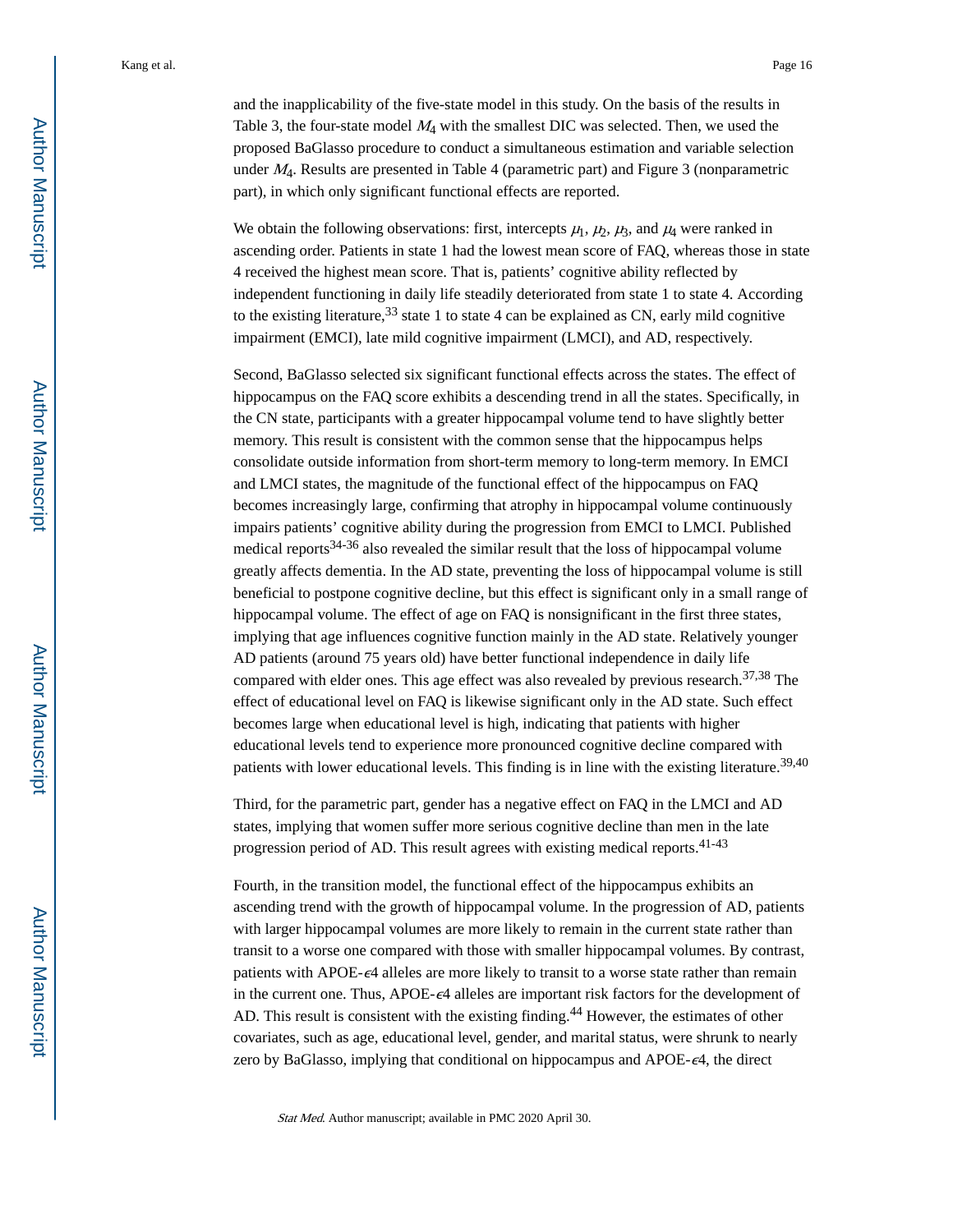and the inapplicability of the five-state model in this study. On the basis of the results in Table 3, the four-state model $M_4$ with the smallest DIC was selected. Then, we used the proposed BaGlasso procedure to conduct a simultaneous estimation and variable selection under $M_4$. Results are presented in Table 4 (parametric part) and Figure 3 (nonparametric part), in which only significant functional effects are reported.

We obtain the following observations: first, intercepts $\mu_1$, $\mu_2$, $\mu_3$, and $\mu_4$ were ranked in ascending order. Patients in state 1 had the lowest mean score of FAQ, whereas those in state 4 received the highest mean score. That is, patients' cognitive ability reflected by independent functioning in daily life steadily deteriorated from state 1 to state 4. According to the existing literature,[33] state 1 to state 4 can be explained as CN, early mild cognitive impairment (EMCI), late mild cognitive impairment (LMCI), and AD, respectively.

Second, BaGlasso selected six significant functional effects across the states. The effect of hippocampus on the FAQ score exhibits a descending trend in all the states. Specifically, in the CN state, participants with a greater hippocampal volume tend to have slightly better memory. This result is consistent with the common sense that the hippocampus helps consolidate outside information from short-term memory to long-term memory. In EMCI and LMCI states, the magnitude of the functional effect of the hippocampus on FAQ becomes increasingly large, confirming that atrophy in hippocampal volume continuously impairs patients' cognitive ability during the progression from EMCI to LMCI. Published medical reports[34-36] also revealed the similar result that the loss of hippocampal volume greatly affects dementia. In the AD state, preventing the loss of hippocampal volume is still beneficial to postpone cognitive decline, but this effect is significant only in a small range of hippocampal volume. The effect of age on FAQ is nonsignificant in the first three states, implying that age influences cognitive function mainly in the AD state. Relatively younger AD patients (around 75 years old) have better functional independence in daily life compared with elder ones. This age effect was also revealed by previous research.[37,38] The effect of educational level on FAQ is likewise significant only in the AD state. Such effect becomes large when educational level is high, indicating that patients with higher educational levels tend to experience more pronounced cognitive decline compared with patients with lower educational levels. This finding is in line with the existing literature.[39,40]

Third, for the parametric part, gender has a negative effect on FAQ in the LMCI and AD states, implying that women suffer more serious cognitive decline than men in the late progression period of AD. This result agrees with existing medical reports.[41-43]

Fourth, in the transition model, the functional effect of the hippocampus exhibits an ascending trend with the growth of hippocampal volume. In the progression of AD, patients with larger hippocampal volumes are more likely to remain in the current state rather than transit to a worse one compared with those with smaller hippocampal volumes. By contrast, patients with APOE-$\epsilon$4 alleles are more likely to transit to a worse state rather than remain in the current one. Thus, APOE-$\epsilon$4 alleles are important risk factors for the development of AD. This result is consistent with the existing finding.[44] However, the estimates of other covariates, such as age, educational level, gender, and marital status, were shrunk to nearly zero by BaGlasso, implying that conditional on hippocampus and APOE-$\epsilon$4, the direct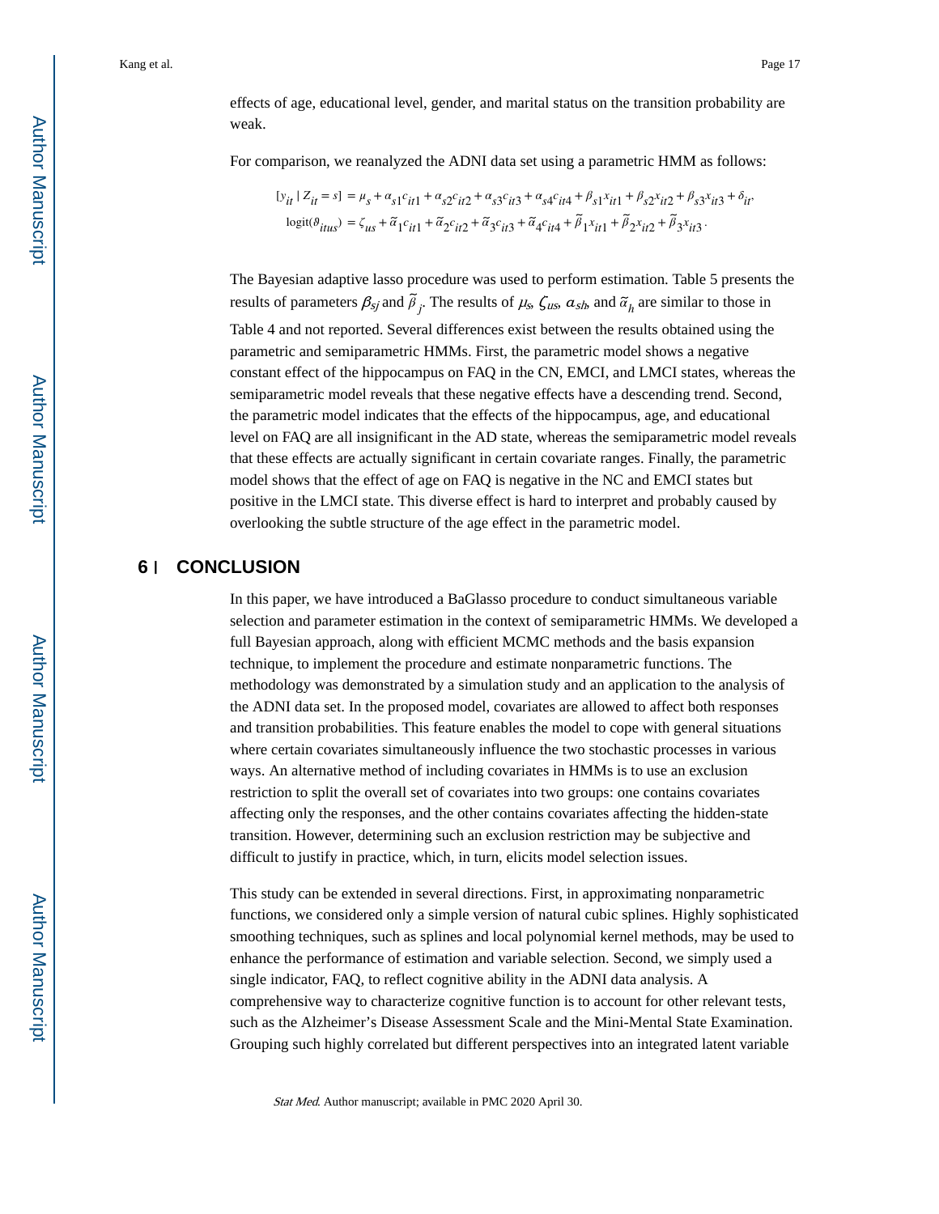effects of age, educational level, gender, and marital status on the transition probability are weak.

For comparison, we reanalyzed the ADNI data set using a parametric HMM as follows:

$$[y_{it} \mid Z_{it} = s] = \mu_s + \alpha_{s1}c_{it1} + \alpha_{s2}c_{it2} + \alpha_{s3}c_{it3} + \alpha_{s4}c_{it4} + \beta_{s1}x_{it1} + \beta_{s2}x_{it2} + \beta_{s3}x_{it3} + \delta_{it},$$
$$\text{logit}(\vartheta_{itus}) = \zeta_{us} + \tilde{\alpha}_1 c_{it1} + \tilde{\alpha}_2 c_{it2} + \tilde{\alpha}_3 c_{it3} + \tilde{\alpha}_4 c_{it4} + \tilde{\beta}_1 x_{it1} + \tilde{\beta}_2 x_{it2} + \tilde{\beta}_3 x_{it3}.$$

The Bayesian adaptive lasso procedure was used to perform estimation. Table 5 presents the results of parameters $\beta_{sj}$ and $\tilde{\beta}_j$. The results of $\mu_s$, $\zeta_{us}$, $\alpha_{sh}$, and $\tilde{\alpha}_h$ are similar to those in Table 4 and not reported. Several differences exist between the results obtained using the parametric and semiparametric HMMs. First, the parametric model shows a negative constant effect of the hippocampus on FAQ in the CN, EMCI, and LMCI states, whereas the semiparametric model reveals that these negative effects have a descending trend. Second, the parametric model indicates that the effects of the hippocampus, age, and educational level on FAQ are all insignificant in the AD state, whereas the semiparametric model reveals that these effects are actually significant in certain covariate ranges. Finally, the parametric model shows that the effect of age on FAQ is negative in the NC and EMCI states but positive in the LMCI state. This diverse effect is hard to interpret and probably caused by overlooking the subtle structure of the age effect in the parametric model.

## 6 | CONCLUSION

In this paper, we have introduced a BaGlasso procedure to conduct simultaneous variable selection and parameter estimation in the context of semiparametric HMMs. We developed a full Bayesian approach, along with efficient MCMC methods and the basis expansion technique, to implement the procedure and estimate nonparametric functions. The methodology was demonstrated by a simulation study and an application to the analysis of the ADNI data set. In the proposed model, covariates are allowed to affect both responses and transition probabilities. This feature enables the model to cope with general situations where certain covariates simultaneously influence the two stochastic processes in various ways. An alternative method of including covariates in HMMs is to use an exclusion restriction to split the overall set of covariates into two groups: one contains covariates affecting only the responses, and the other contains covariates affecting the hidden-state transition. However, determining such an exclusion restriction may be subjective and difficult to justify in practice, which, in turn, elicits model selection issues.

This study can be extended in several directions. First, in approximating nonparametric functions, we considered only a simple version of natural cubic splines. Highly sophisticated smoothing techniques, such as splines and local polynomial kernel methods, may be used to enhance the performance of estimation and variable selection. Second, we simply used a single indicator, FAQ, to reflect cognitive ability in the ADNI data analysis. A comprehensive way to characterize cognitive function is to account for other relevant tests, such as the Alzheimer's Disease Assessment Scale and the Mini-Mental State Examination. Grouping such highly correlated but different perspectives into an integrated latent variable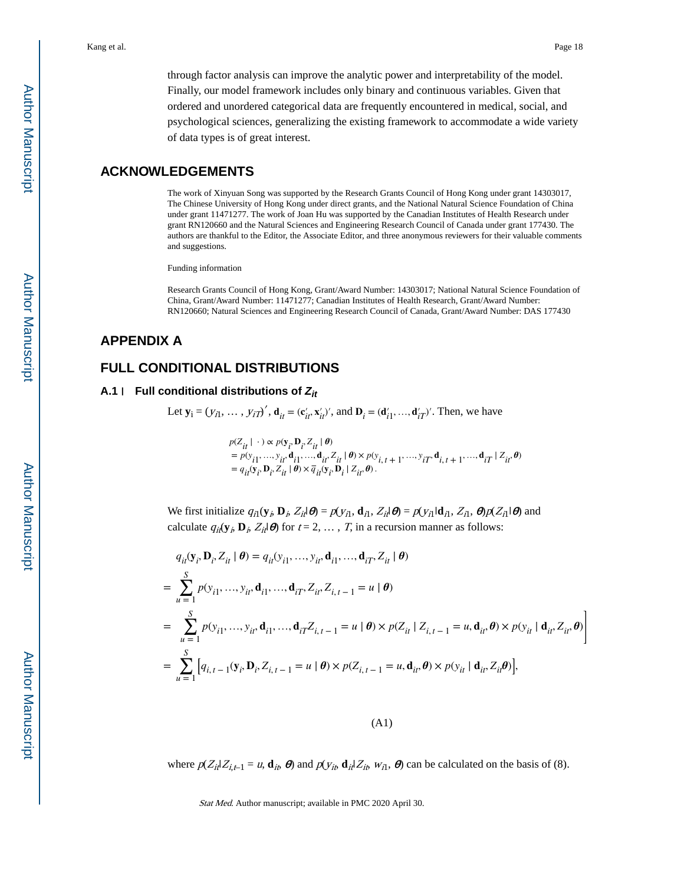through factor analysis can improve the analytic power and interpretability of the model. Finally, our model framework includes only binary and continuous variables. Given that ordered and unordered categorical data are frequently encountered in medical, social, and psychological sciences, generalizing the existing framework to accommodate a wide variety of data types is of great interest.

## ACKNOWLEDGEMENTS

The work of Xinyuan Song was supported by the Research Grants Council of Hong Kong under grant 14303017, The Chinese University of Hong Kong under direct grants, and the National Natural Science Foundation of China under grant 11471277. The work of Joan Hu was supported by the Canadian Institutes of Health Research under grant RN120660 and the Natural Sciences and Engineering Research Council of Canada under grant 177430. The authors are thankful to the Editor, the Associate Editor, and three anonymous reviewers for their valuable comments and suggestions.

Funding information

Research Grants Council of Hong Kong, Grant/Award Number: 14303017; National Natural Science Foundation of China, Grant/Award Number: 11471277; Canadian Institutes of Health Research, Grant/Award Number: RN120660; Natural Sciences and Engineering Research Council of Canada, Grant/Award Number: DAS 177430

## APPENDIX A

## FULL CONDITIONAL DISTRIBUTIONS

### A.1 | Full conditional distributions of $Z_{it}$

Let $\mathbf{y}_i = (y_{i1}, \ldots, y_{iT})'$, $\mathbf{d}_{it} = (\mathbf{c}'_{it}, \mathbf{x}'_{it})'$, and $\mathbf{D}_i = (\mathbf{d}'_{i1}, \ldots, \mathbf{d}'_{iT})'$. Then, we have

$$
\begin{aligned}
& p(Z_{it} \mid \cdot) \propto p(\mathbf{y}_i, \mathbf{D}_i, Z_{it} \mid \boldsymbol{\theta}) \\
& = p(y_{i1}, \ldots, y_{it}, \mathbf{d}_{i1}, \ldots, \mathbf{d}_{it}, Z_{it} \mid \boldsymbol{\theta}) \times p(y_{i,t+1}, \ldots, y_{iT}, \mathbf{d}_{i,t+1}, \ldots, \mathbf{d}_{iT} \mid Z_{it}, \boldsymbol{\theta}) \\
& = q_{it}(\mathbf{y}_i, \mathbf{D}_i, Z_{it} \mid \boldsymbol{\theta}) \times \bar{q}_{it}(\mathbf{y}_i, \mathbf{D}_i \mid Z_{it}, \boldsymbol{\theta}).
\end{aligned}
$$

We first initialize $q_{i1}(\mathbf{y}_i, \mathbf{D}_i, Z_{it}|\boldsymbol{\theta}) = p(y_{i1}, \mathbf{d}_{i1}, Z_{it}|\boldsymbol{\theta}) = p(y_{i1}|\mathbf{d}_{i1}, Z_{i1}, \boldsymbol{\theta})p(Z_{i1}|\boldsymbol{\theta})$ and calculate $q_{it}(\mathbf{y}_i, \mathbf{D}_i, Z_{it}|\boldsymbol{\theta})$ for $t = 2, \ldots, T$, in a recursion manner as follows:

$$
\begin{aligned}
& q_{it}(\mathbf{y}_i, \mathbf{D}_i, Z_{it} \mid \boldsymbol{\theta}) = q_{it}(y_{i1}, \ldots, y_{it}, \mathbf{d}_{i1}, \ldots, \mathbf{d}_{iT}, Z_{it} \mid \boldsymbol{\theta}) \\
= & \sum_{u=1}^{S} p(y_{i1}, \ldots, y_{it}, \mathbf{d}_{i1}, \ldots, \mathbf{d}_{iT}, Z_{it}, Z_{i,t-1} = u \mid \boldsymbol{\theta}) \\
= & \sum_{u=1}^{S} p(y_{i1}, \ldots, y_{it}, \mathbf{d}_{i1}, \ldots, \mathbf{d}_{iT} Z_{i,t-1} = u \mid \boldsymbol{\theta}) \times p(Z_{it} \mid Z_{i,t-1} = u, \mathbf{d}_{it}, \boldsymbol{\theta}) \times p(y_{it} \mid \mathbf{d}_{it}, Z_{it}, \boldsymbol{\theta})\Big] \\
= & \sum_{u=1}^{S} \left[q_{i,t-1}(\mathbf{y}_i, \mathbf{D}_i, Z_{i,t-1} = u \mid \boldsymbol{\theta}) \times p(Z_{i,t-1} = u, \mathbf{d}_{it}, \boldsymbol{\theta}) \times p(y_{it} \mid \mathbf{d}_{it}, Z_{it} \boldsymbol{\theta})\right],
\end{aligned}
\tag{A1}
$$

where $p(Z_{it}|Z_{i,t-1} = u, \mathbf{d}_{it}, \boldsymbol{\theta})$ and $p(y_{it}, \mathbf{d}_{it}|Z_{it}, w_{i1}, \boldsymbol{\theta})$ can be calculated on the basis of (8).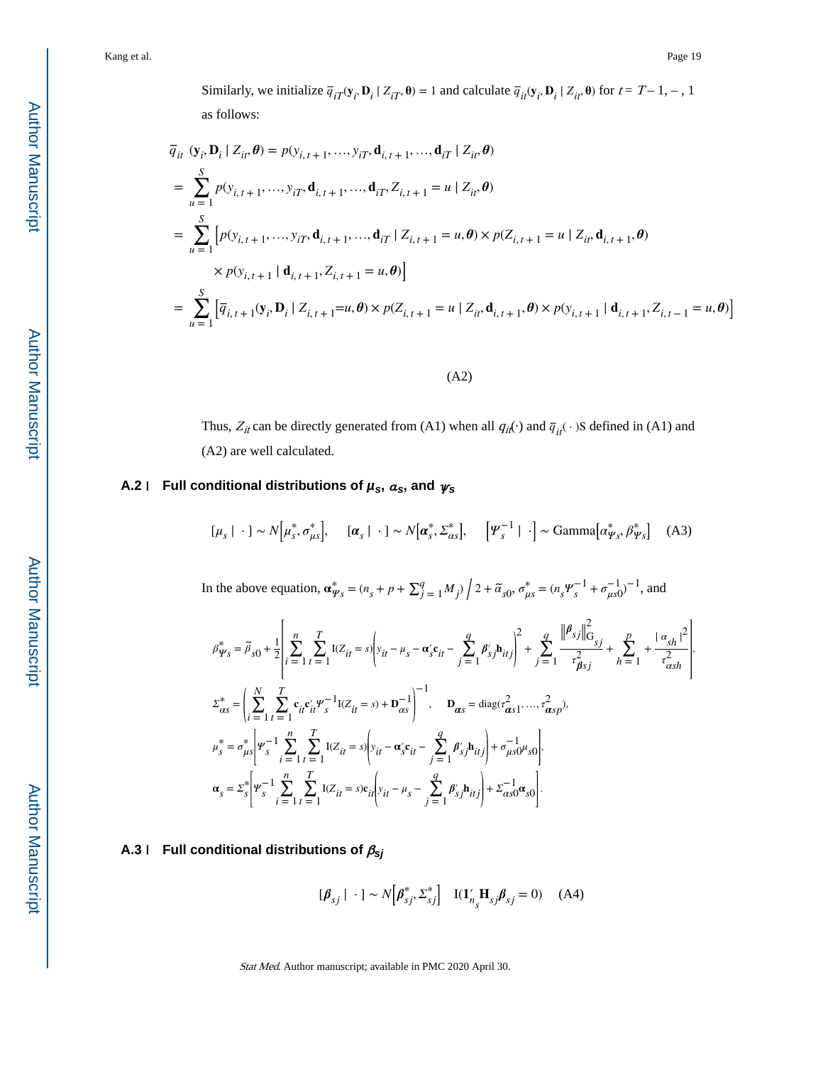Similarly, we initialize $\bar{q}_{iT}(\mathbf{y}_i, \mathbf{D}_i \mid Z_{iT}, \boldsymbol{\theta}) = 1$ and calculate $\bar{q}_{it}(\mathbf{y}_i, \mathbf{D}_i \mid Z_{it}, \boldsymbol{\theta})$ for $t = T-1, -, 1$ as follows:

$$
\begin{aligned}
&\bar{q}_{it}\ (\mathbf{y}_i, \mathbf{D}_i \mid Z_{it}, \boldsymbol{\theta}) = p(y_{i,t+1}, \ldots, y_{iT}, \mathbf{d}_{i,t+1}, \ldots, \mathbf{d}_{iT} \mid Z_{it}, \boldsymbol{\theta}) \\
&= \sum_{u=1}^{S} p(y_{i,t+1}, \ldots, y_{iT}, \mathbf{d}_{i,t+1}, \ldots, \mathbf{d}_{iT}, Z_{i,t+1} = u \mid Z_{it}, \boldsymbol{\theta}) \\
&= \sum_{u=1}^{S} \Big[ p(y_{i,t+1}, \ldots, y_{iT}, \mathbf{d}_{i,t+1}, \ldots, \mathbf{d}_{iT} \mid Z_{i,t+1} = u, \boldsymbol{\theta}) \times p(Z_{i,t+1} = u \mid Z_{it}, \mathbf{d}_{i,t+1}, \boldsymbol{\theta}) \\
&\qquad \times p(y_{i,t+1} \mid \mathbf{d}_{i,t+1}, Z_{i,t+1} = u, \boldsymbol{\theta}) \Big] \\
&= \sum_{u=1}^{S} \Big[ \bar{q}_{i,t+1}(\mathbf{y}_i, \mathbf{D}_i \mid Z_{i,t+1} = u, \boldsymbol{\theta}) \times p(Z_{i,t+1} = u \mid Z_{it}, \mathbf{d}_{i,t+1}, \boldsymbol{\theta}) \times p(y_{i,t+1} \mid \mathbf{d}_{i,t+1}, Z_{i,t-1} = u, \boldsymbol{\theta}) \Big]
\end{aligned}
\tag{A2}
$$

Thus, $Z_{it}$ can be directly generated from (A1) when all $q_{it}(\cdot)$ and $\bar{q}_{it}(\cdot)$S defined in (A1) and (A2) are well calculated.

### A.2 | Full conditional distributions of $\mu_s$, $\alpha_s$, and $\psi_s$

$$
[\mu_s \mid \cdot\,] \sim N\Big[\mu_s^*, \sigma_{\mu s}^*\Big], \quad [\boldsymbol{\alpha}_s \mid \cdot\,] \sim N\Big[\boldsymbol{\alpha}_s^*, \Sigma_{\alpha s}^*\Big], \quad \Big[\Psi_s^{-1} \mid \cdot\Big] \sim \text{Gamma}\Big[\alpha_{\Psi s}^*, \beta_{\Psi s}^*\Big] \tag{A3}
$$

In the above equation, $\boldsymbol{\alpha}_{\Psi s}^* = (n_s + p + \sum_{j=1}^{q} M_j) \big/ 2 + \tilde{\alpha}_{s0}$, $\sigma_{\mu s}^* = (n_s \Psi_s^{-1} + \sigma_{\mu s0}^{-1})^{-1}$, and

$$
\beta_{\Psi s}^* = \tilde{\beta}_{s0} + \frac{1}{2}\left[\sum_{i=1}^{n}\sum_{t=1}^{T} \mathrm{I}(Z_{it} = s)\left(y_{it} - \mu_s - \boldsymbol{\alpha}_s' \mathbf{c}_{it} - \sum_{j=1}^{q} \boldsymbol{\beta}_{sj}' \mathbf{h}_{itj}\right)^2 + \sum_{j=1}^{q} \frac{\|\boldsymbol{\beta}_{sj}\|_{\mathrm{G}_{sj}}^2}{\tau_{\boldsymbol{\beta} sj}^2} + \sum_{h=1}^{p} + \frac{|\alpha_{sh}|^2}{\tau_{\alpha sh}^2}\right],
$$

$$
\Sigma_{\alpha s}^* = \left(\sum_{i=1}^{N}\sum_{t=1}^{T} \mathbf{c}_{it}\mathbf{c}_{it}' \Psi_s^{-1} \mathrm{I}(Z_{it} = s) + \mathbf{D}_{\alpha s}^{-1}\right)^{-1}, \quad \mathbf{D}_{\boldsymbol{\alpha} s} = \mathrm{diag}(\tau_{\boldsymbol{\alpha} s1}^2, \ldots, \tau_{\boldsymbol{\alpha} sp}^2),
$$

$$
\mu_s^* = \sigma_{\mu s}^* \left[\Psi_s^{-1} \sum_{i=1}^{n}\sum_{t=1}^{T} \mathrm{I}(Z_{it} = s)\left(y_{it} - \boldsymbol{\alpha}_s' \mathbf{c}_{it} - \sum_{j=1}^{q} \boldsymbol{\beta}_{sj}' \mathbf{h}_{itj}\right) + \sigma_{\mu s0}^{-1} \mu_{s0}\right],
$$

$$
\boldsymbol{\alpha}_s = \Sigma_s^* \left[\Psi_s^{-1} \sum_{i=1}^{n}\sum_{t=1}^{T} \mathrm{I}(Z_{it} = s)\mathbf{c}_{it}\left(y_{it} - \mu_s - \sum_{j=1}^{q} \boldsymbol{\beta}_{sj}' \mathbf{h}_{itj}\right) + \Sigma_{\alpha s0}^{-1} \boldsymbol{\alpha}_{s0}\right].
$$

### A.3 | Full conditional distributions of $\boldsymbol{\beta}_{sj}$

$$
[\boldsymbol{\beta}_{sj} \mid \cdot\,] \sim N\Big[\boldsymbol{\beta}_{sj}^*, \Sigma_{sj}^*\Big] \quad \mathrm{I}(\mathbf{1}_{n_s}' \mathbf{H}_{sj} \boldsymbol{\beta}_{sj} = 0) \tag{A4}
$$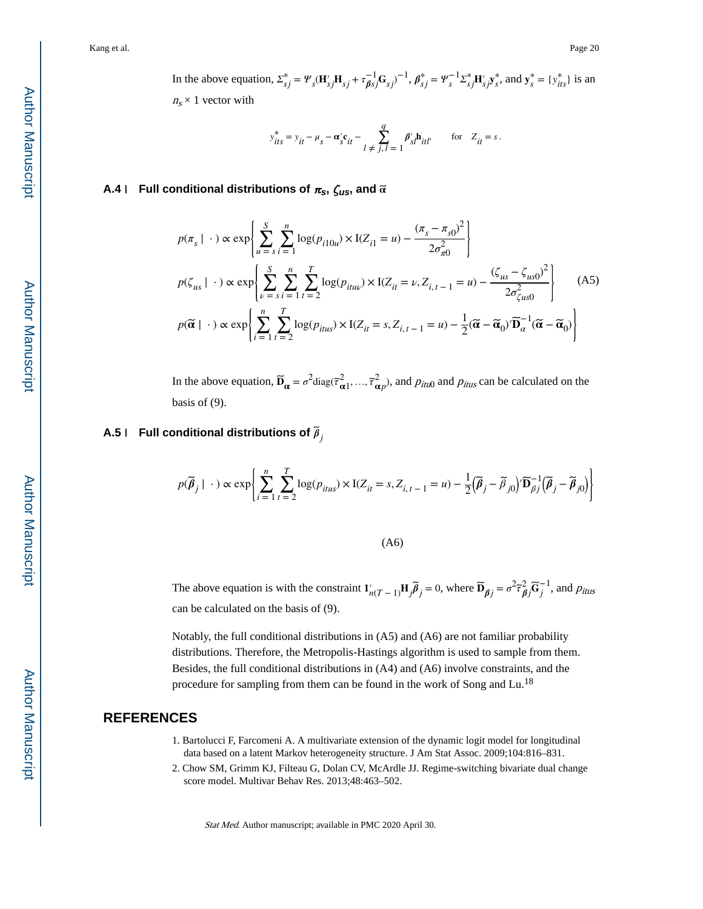In the above equation, $\Sigma^*_{sj} = \Psi_s(\mathbf{H}'_{sj}\mathbf{H}_{sj} + \tau^{-1}_{\boldsymbol{\beta} sj}\mathbf{G}_{sj})^{-1}$, $\boldsymbol{\beta}^*_{sj} = \Psi_s^{-1}\Sigma^*_{sj}\mathbf{H}'_{sj}\mathbf{y}^*_s$, and $\mathbf{y}^*_s = \{y^*_{its}\}$ is an $n_s \times 1$ vector with

$$y^*_{its} = y_{it} - \mu_s - \boldsymbol{\alpha}'_s\mathbf{c}_{it} - \sum_{l \neq j, l = 1}^{q} \boldsymbol{\beta}'_{sl}\mathbf{h}_{itl}, \qquad \text{for} \quad Z_{it} = s.$$

### A.4 | Full conditional distributions of $\pi_s$, $\zeta_{us}$, and $\tilde{\alpha}$

$$
\begin{aligned}
p(\pi_s \mid \cdot) &\propto \exp\left\{\sum_{u=s}^{S}\sum_{i=1}^{n}\log(p_{i10u}) \times \mathrm{I}(Z_{i1} = u) - \frac{(\pi_s - \pi_{s0})^2}{2\sigma^2_{\pi 0}}\right\} \\
p(\zeta_{us} \mid \cdot) &\propto \exp\left\{\sum_{v=s}^{S}\sum_{i=1}^{n}\sum_{t=2}^{T}\log(p_{ituv}) \times \mathrm{I}(Z_{it} = v, Z_{i,t-1} = u) - \frac{(\zeta_{us} - \zeta_{us0})^2}{2\sigma^2_{\zeta us0}}\right\} \qquad \text{(A5)} \\
p(\widetilde{\boldsymbol{\alpha}} \mid \cdot) &\propto \exp\left\{\sum_{i=1}^{n}\sum_{t=2}^{T}\log(p_{itus}) \times \mathrm{I}(Z_{it} = s, Z_{i,t-1} = u) - \frac{1}{2}(\widetilde{\boldsymbol{\alpha}} - \widetilde{\boldsymbol{\alpha}}_0)'\widetilde{\mathbf{D}}_\alpha^{-1}(\widetilde{\boldsymbol{\alpha}} - \widetilde{\boldsymbol{\alpha}}_0)\right\}
\end{aligned}
$$

In the above equation, $\widetilde{\mathbf{D}}_{\boldsymbol{\alpha}} = \sigma^2\mathrm{diag}(\widetilde{\tau}^2_{\boldsymbol{\alpha}1}, \ldots, \widetilde{\tau}^2_{\boldsymbol{\alpha}p})$, and $p_{itu0}$ and $p_{itus}$ can be calculated on the basis of (9).

### A.5 | Full conditional distributions of $\widetilde{\boldsymbol{\beta}}_j$

$$p(\widetilde{\boldsymbol{\beta}}_j \mid \cdot) \propto \exp\left\{\sum_{i=1}^{n}\sum_{t=2}^{T}\log(p_{itus}) \times \mathrm{I}(Z_{it} = s, Z_{i,t-1} = u) - \frac{1}{2}\left(\widetilde{\boldsymbol{\beta}}_j - \widetilde{\boldsymbol{\beta}}_{j0}\right)'\widetilde{\mathbf{D}}_{\beta j}^{-1}\left(\widetilde{\boldsymbol{\beta}}_j - \widetilde{\boldsymbol{\beta}}_{j0}\right)\right\}$$

$$\text{(A6)}$$

The above equation is with the constraint $\mathbf{1}'_{n(T-1)}\mathbf{H}_j\widetilde{\boldsymbol{\beta}}_j = 0$, where $\widetilde{\mathbf{D}}_{\boldsymbol{\beta} j} = \sigma^2\widetilde{\tau}^2_{\boldsymbol{\beta} j}\widetilde{\mathbf{G}}_j^{-1}$, and $p_{itus}$ can be calculated on the basis of (9).

Notably, the full conditional distributions in (A5) and (A6) are not familiar probability distributions. Therefore, the Metropolis-Hastings algorithm is used to sample from them. Besides, the full conditional distributions in (A4) and (A6) involve constraints, and the procedure for sampling from them can be found in the work of Song and Lu.[18]

## REFERENCES

1. Bartolucci F, Farcomeni A. A multivariate extension of the dynamic logit model for longitudinal data based on a latent Markov heterogeneity structure. J Am Stat Assoc. 2009;104:816–831.
2. Chow SM, Grimm KJ, Filteau G, Dolan CV, McArdle JJ. Regime-switching bivariate dual change score model. Multivar Behav Res. 2013;48:463–502.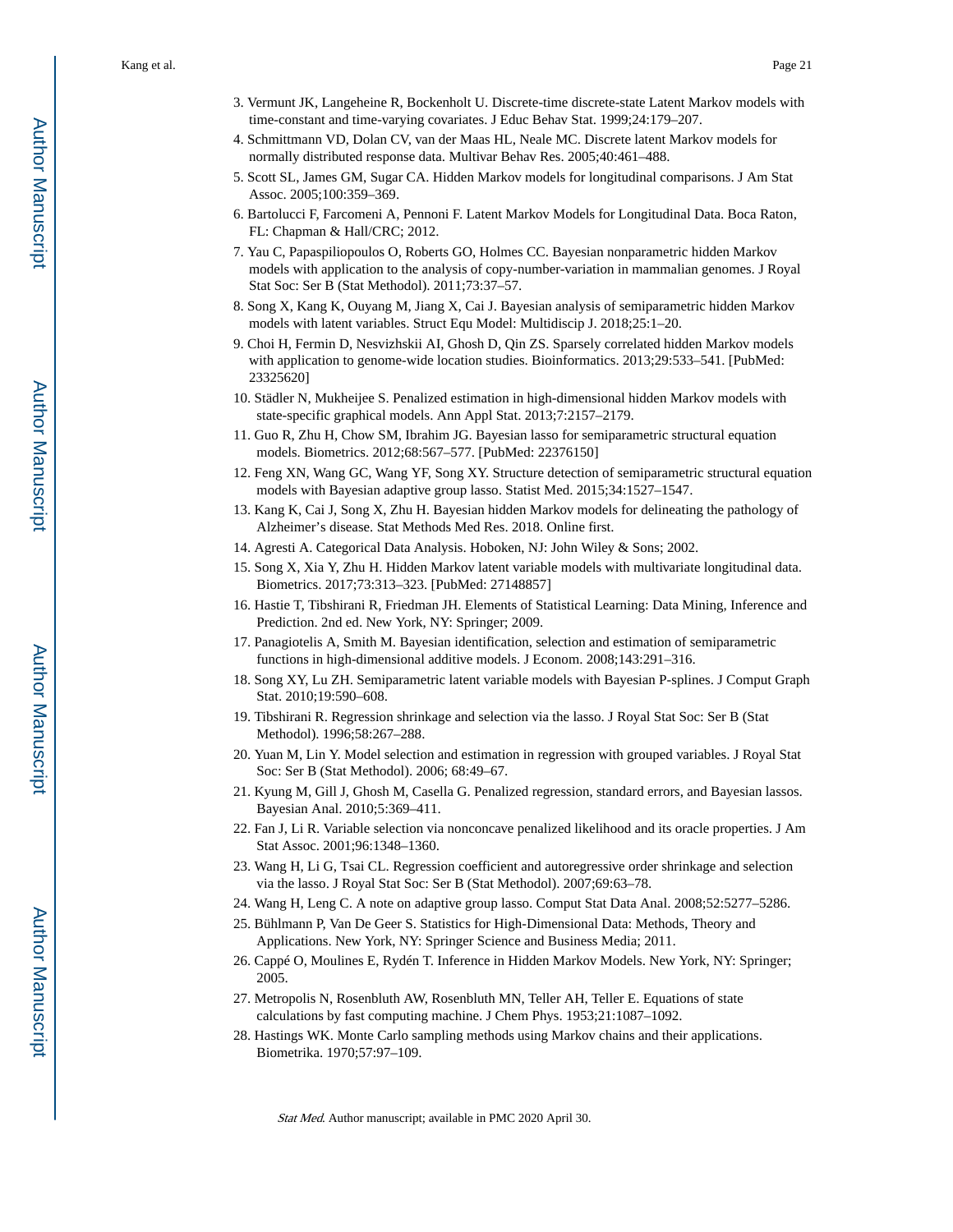3. Vermunt JK, Langeheine R, Bockenholt U. Discrete-time discrete-state Latent Markov models with time-constant and time-varying covariates. J Educ Behav Stat. 1999;24:179–207.
4. Schmittmann VD, Dolan CV, van der Maas HL, Neale MC. Discrete latent Markov models for normally distributed response data. Multivar Behav Res. 2005;40:461–488.
5. Scott SL, James GM, Sugar CA. Hidden Markov models for longitudinal comparisons. J Am Stat Assoc. 2005;100:359–369.
6. Bartolucci F, Farcomeni A, Pennoni F. Latent Markov Models for Longitudinal Data. Boca Raton, FL: Chapman & Hall/CRC; 2012.
7. Yau C, Papaspiliopoulos O, Roberts GO, Holmes CC. Bayesian nonparametric hidden Markov models with application to the analysis of copy-number-variation in mammalian genomes. J Royal Stat Soc: Ser B (Stat Methodol). 2011;73:37–57.
8. Song X, Kang K, Ouyang M, Jiang X, Cai J. Bayesian analysis of semiparametric hidden Markov models with latent variables. Struct Equ Model: Multidiscip J. 2018;25:1–20.
9. Choi H, Fermin D, Nesvizhskii AI, Ghosh D, Qin ZS. Sparsely correlated hidden Markov models with application to genome-wide location studies. Bioinformatics. 2013;29:533–541. [PubMed: 23325620]
10. Städler N, Mukheijee S. Penalized estimation in high-dimensional hidden Markov models with state-specific graphical models. Ann Appl Stat. 2013;7:2157–2179.
11. Guo R, Zhu H, Chow SM, Ibrahim JG. Bayesian lasso for semiparametric structural equation models. Biometrics. 2012;68:567–577. [PubMed: 22376150]
12. Feng XN, Wang GC, Wang YF, Song XY. Structure detection of semiparametric structural equation models with Bayesian adaptive group lasso. Statist Med. 2015;34:1527–1547.
13. Kang K, Cai J, Song X, Zhu H. Bayesian hidden Markov models for delineating the pathology of Alzheimer's disease. Stat Methods Med Res. 2018. Online first.
14. Agresti A. Categorical Data Analysis. Hoboken, NJ: John Wiley & Sons; 2002.
15. Song X, Xia Y, Zhu H. Hidden Markov latent variable models with multivariate longitudinal data. Biometrics. 2017;73:313–323. [PubMed: 27148857]
16. Hastie T, Tibshirani R, Friedman JH. Elements of Statistical Learning: Data Mining, Inference and Prediction. 2nd ed. New York, NY: Springer; 2009.
17. Panagiotelis A, Smith M. Bayesian identification, selection and estimation of semiparametric functions in high-dimensional additive models. J Econom. 2008;143:291–316.
18. Song XY, Lu ZH. Semiparametric latent variable models with Bayesian P-splines. J Comput Graph Stat. 2010;19:590–608.
19. Tibshirani R. Regression shrinkage and selection via the lasso. J Royal Stat Soc: Ser B (Stat Methodol). 1996;58:267–288.
20. Yuan M, Lin Y. Model selection and estimation in regression with grouped variables. J Royal Stat Soc: Ser B (Stat Methodol). 2006; 68:49–67.
21. Kyung M, Gill J, Ghosh M, Casella G. Penalized regression, standard errors, and Bayesian lassos. Bayesian Anal. 2010;5:369–411.
22. Fan J, Li R. Variable selection via nonconcave penalized likelihood and its oracle properties. J Am Stat Assoc. 2001;96:1348–1360.
23. Wang H, Li G, Tsai CL. Regression coefficient and autoregressive order shrinkage and selection via the lasso. J Royal Stat Soc: Ser B (Stat Methodol). 2007;69:63–78.
24. Wang H, Leng C. A note on adaptive group lasso. Comput Stat Data Anal. 2008;52:5277–5286.
25. Bühlmann P, Van De Geer S. Statistics for High-Dimensional Data: Methods, Theory and Applications. New York, NY: Springer Science and Business Media; 2011.
26. Cappé O, Moulines E, Rydén T. Inference in Hidden Markov Models. New York, NY: Springer; 2005.
27. Metropolis N, Rosenbluth AW, Rosenbluth MN, Teller AH, Teller E. Equations of state calculations by fast computing machine. J Chem Phys. 1953;21:1087–1092.
28. Hastings WK. Monte Carlo sampling methods using Markov chains and their applications. Biometrika. 1970;57:97–109.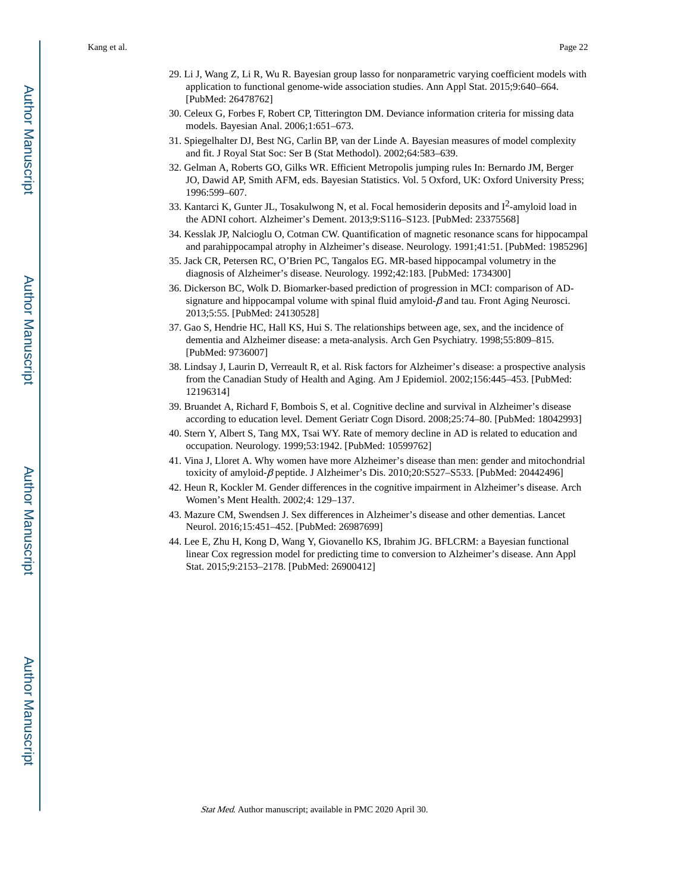29. Li J, Wang Z, Li R, Wu R. Bayesian group lasso for nonparametric varying coefficient models with application to functional genome-wide association studies. Ann Appl Stat. 2015;9:640–664. [PubMed: 26478762]
30. Celeux G, Forbes F, Robert CP, Titterington DM. Deviance information criteria for missing data models. Bayesian Anal. 2006;1:651–673.
31. Spiegelhalter DJ, Best NG, Carlin BP, van der Linde A. Bayesian measures of model complexity and fit. J Royal Stat Soc: Ser B (Stat Methodol). 2002;64:583–639.
32. Gelman A, Roberts GO, Gilks WR. Efficient Metropolis jumping rules In: Bernardo JM, Berger JO, Dawid AP, Smith AFM, eds. Bayesian Statistics. Vol. 5 Oxford, UK: Oxford University Press; 1996:599–607.
33. Kantarci K, Gunter JL, Tosakulwong N, et al. Focal hemosiderin deposits and I[2]-amyloid load in the ADNI cohort. Alzheimer's Dement. 2013;9:S116–S123. [PubMed: 23375568]
34. Kesslak JP, Nalcioglu O, Cotman CW. Quantification of magnetic resonance scans for hippocampal and parahippocampal atrophy in Alzheimer's disease. Neurology. 1991;41:51. [PubMed: 1985296]
35. Jack CR, Petersen RC, O'Brien PC, Tangalos EG. MR-based hippocampal volumetry in the diagnosis of Alzheimer's disease. Neurology. 1992;42:183. [PubMed: 1734300]
36. Dickerson BC, Wolk D. Biomarker-based prediction of progression in MCI: comparison of AD-signature and hippocampal volume with spinal fluid amyloid-$\beta$ and tau. Front Aging Neurosci. 2013;5:55. [PubMed: 24130528]
37. Gao S, Hendrie HC, Hall KS, Hui S. The relationships between age, sex, and the incidence of dementia and Alzheimer disease: a meta-analysis. Arch Gen Psychiatry. 1998;55:809–815. [PubMed: 9736007]
38. Lindsay J, Laurin D, Verreault R, et al. Risk factors for Alzheimer's disease: a prospective analysis from the Canadian Study of Health and Aging. Am J Epidemiol. 2002;156:445–453. [PubMed: 12196314]
39. Bruandet A, Richard F, Bombois S, et al. Cognitive decline and survival in Alzheimer's disease according to education level. Dement Geriatr Cogn Disord. 2008;25:74–80. [PubMed: 18042993]
40. Stern Y, Albert S, Tang MX, Tsai WY. Rate of memory decline in AD is related to education and occupation. Neurology. 1999;53:1942. [PubMed: 10599762]
41. Vina J, Lloret A. Why women have more Alzheimer's disease than men: gender and mitochondrial toxicity of amyloid-$\beta$ peptide. J Alzheimer's Dis. 2010;20:S527–S533. [PubMed: 20442496]
42. Heun R, Kockler M. Gender differences in the cognitive impairment in Alzheimer's disease. Arch Women's Ment Health. 2002;4: 129–137.
43. Mazure CM, Swendsen J. Sex differences in Alzheimer's disease and other dementias. Lancet Neurol. 2016;15:451–452. [PubMed: 26987699]
44. Lee E, Zhu H, Kong D, Wang Y, Giovanello KS, Ibrahim JG. BFLCRM: a Bayesian functional linear Cox regression model for predicting time to conversion to Alzheimer's disease. Ann Appl Stat. 2015;9:2153–2178. [PubMed: 26900412]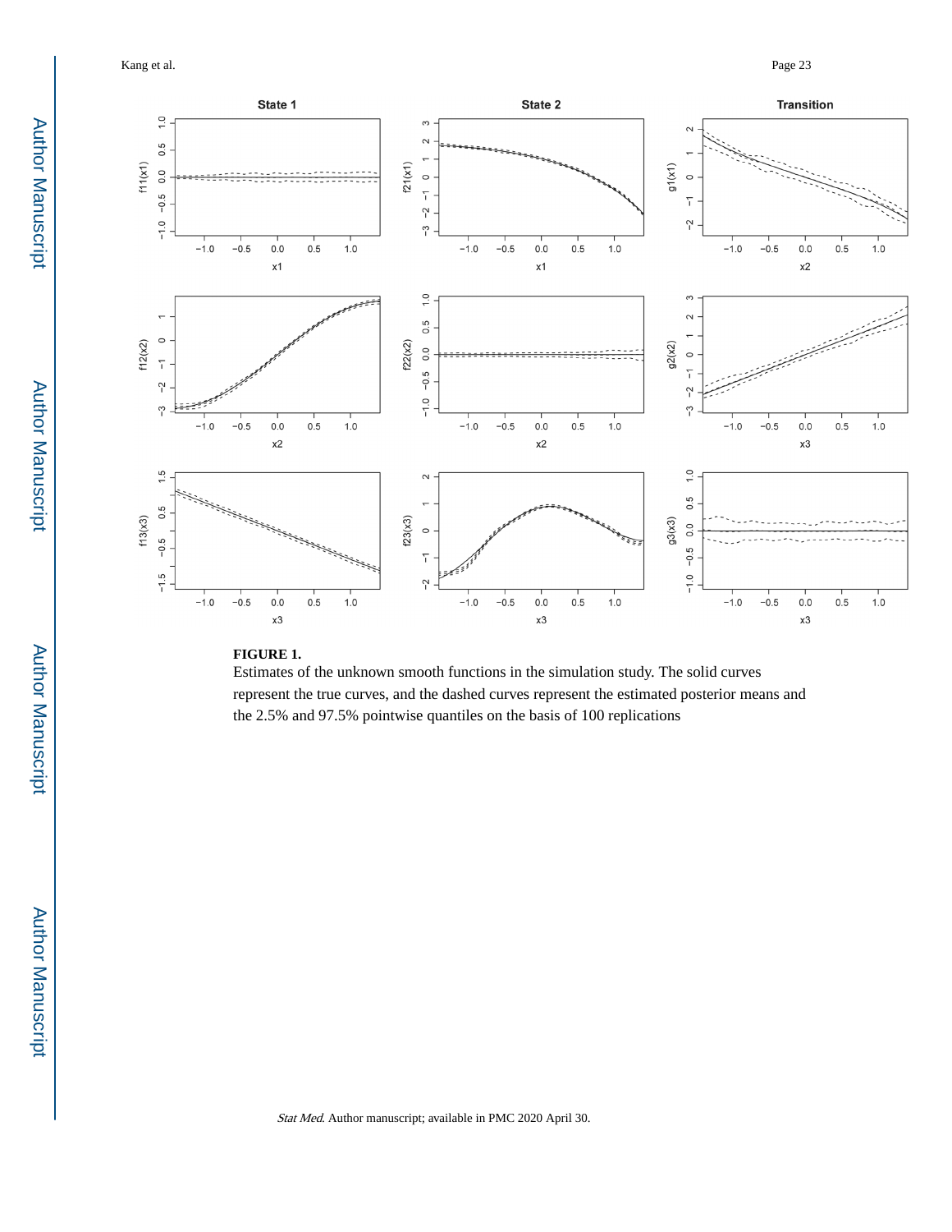**FIGURE 1.**

Estimates of the unknown smooth functions in the simulation study. The solid curves represent the true curves, and the dashed curves represent the estimated posterior means and the 2.5% and 97.5% pointwise quantiles on the basis of 100 replications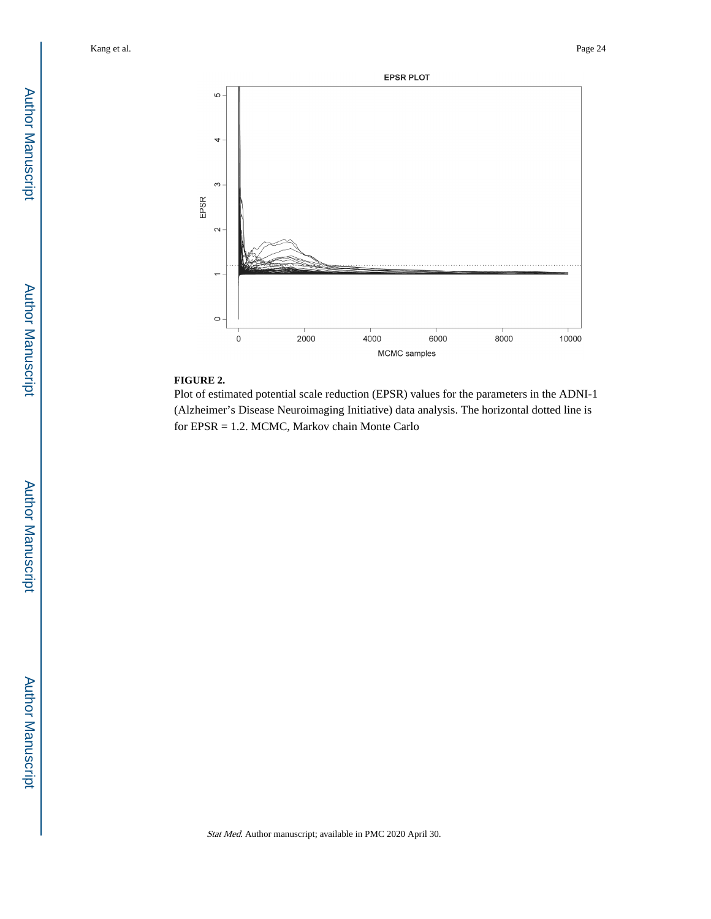**FIGURE 2.**

Plot of estimated potential scale reduction (EPSR) values for the parameters in the ADNI-1 (Alzheimer's Disease Neuroimaging Initiative) data analysis. The horizontal dotted line is for EPSR = 1.2. MCMC, Markov chain Monte Carlo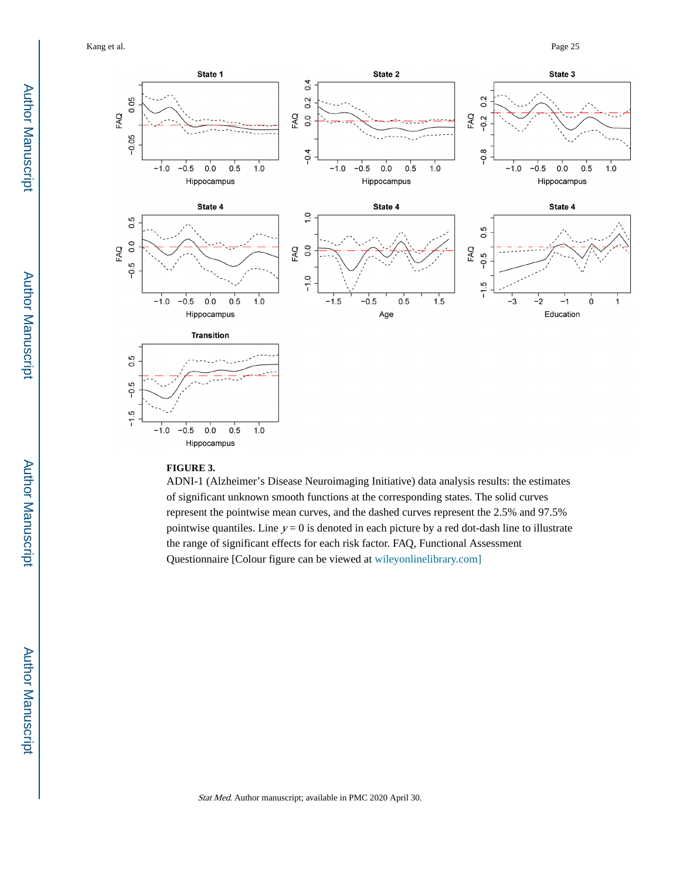**FIGURE 3.**

ADNI-1 (Alzheimer's Disease Neuroimaging Initiative) data analysis results: the estimates of significant unknown smooth functions at the corresponding states. The solid curves represent the pointwise mean curves, and the dashed curves represent the 2.5% and 97.5% pointwise quantiles. Line $y = 0$ is denoted in each picture by a red dot-dash line to illustrate the range of significant effects for each risk factor. FAQ, Functional Assessment Questionnaire [Colour figure can be viewed at wileyonlinelibrary.com]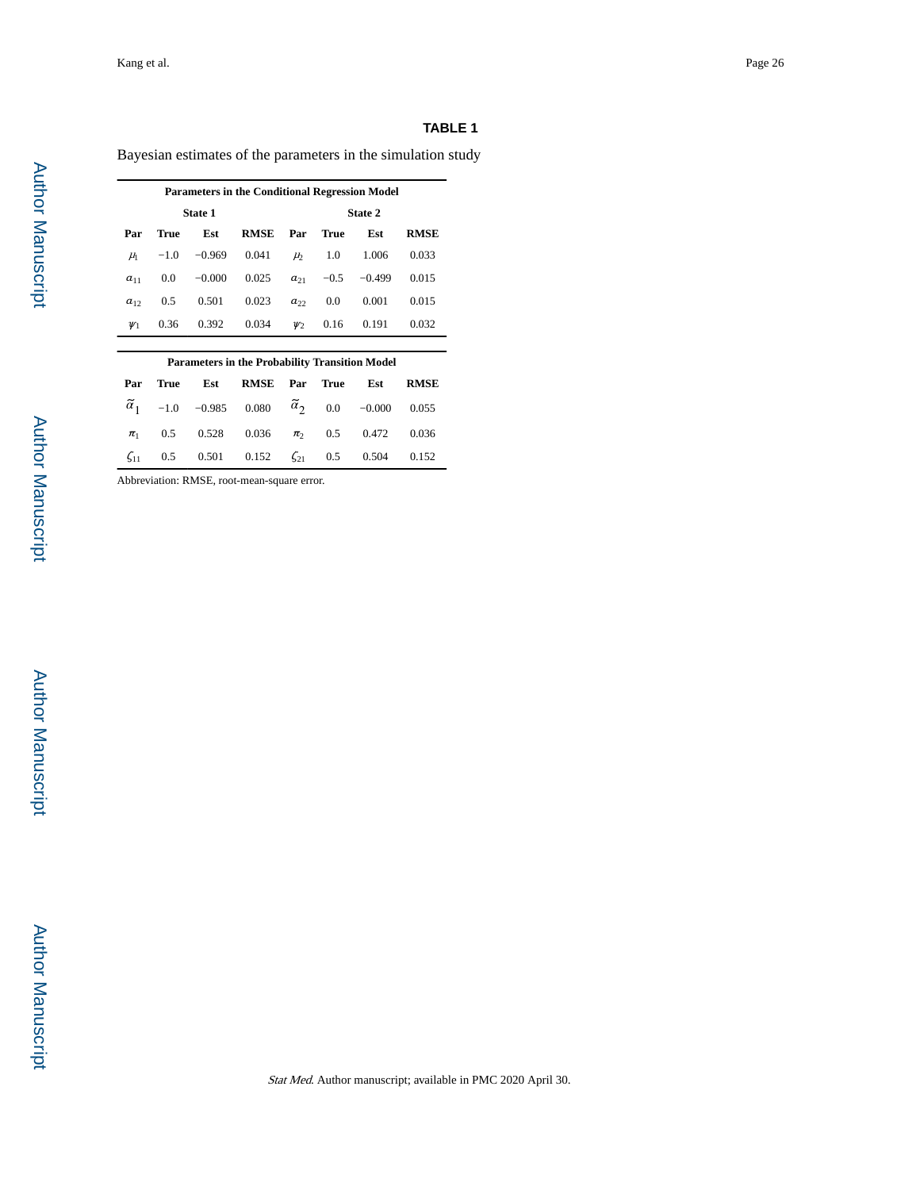### TABLE 1

Bayesian estimates of the parameters in the simulation study

| **Parameters in the Conditional Regression Model** | | | | | | | |
|---|---|---|---|---|---|---|---|
| **State 1** | | | | **State 2** | | | |
| **Par** | **True** | **Est** | **RMSE** | **Par** | **True** | **Est** | **RMSE** |
| $\mu_1$ | −1.0 | −0.969 | 0.041 | $\mu_2$ | 1.0 | 1.006 | 0.033 |
| $a_{11}$ | 0.0 | −0.000 | 0.025 | $a_{21}$ | −0.5 | −0.499 | 0.015 |
| $a_{12}$ | 0.5 | 0.501 | 0.023 | $a_{22}$ | 0.0 | 0.001 | 0.015 |
| $\psi_1$ | 0.36 | 0.392 | 0.034 | $\psi_2$ | 0.16 | 0.191 | 0.032 |

| **Parameters in the Probability Transition Model** | | | | | | | |
|---|---|---|---|---|---|---|---|
| **Par** | **True** | **Est** | **RMSE** | **Par** | **True** | **Est** | **RMSE** |
| $\tilde{\alpha}_1$ | −1.0 | −0.985 | 0.080 | $\tilde{\alpha}_2$ | 0.0 | −0.000 | 0.055 |
| $\pi_1$ | 0.5 | 0.528 | 0.036 | $\pi_2$ | 0.5 | 0.472 | 0.036 |
| $\zeta_{11}$ | 0.5 | 0.501 | 0.152 | $\zeta_{21}$ | 0.5 | 0.504 | 0.152 |

Abbreviation: RMSE, root-mean-square error.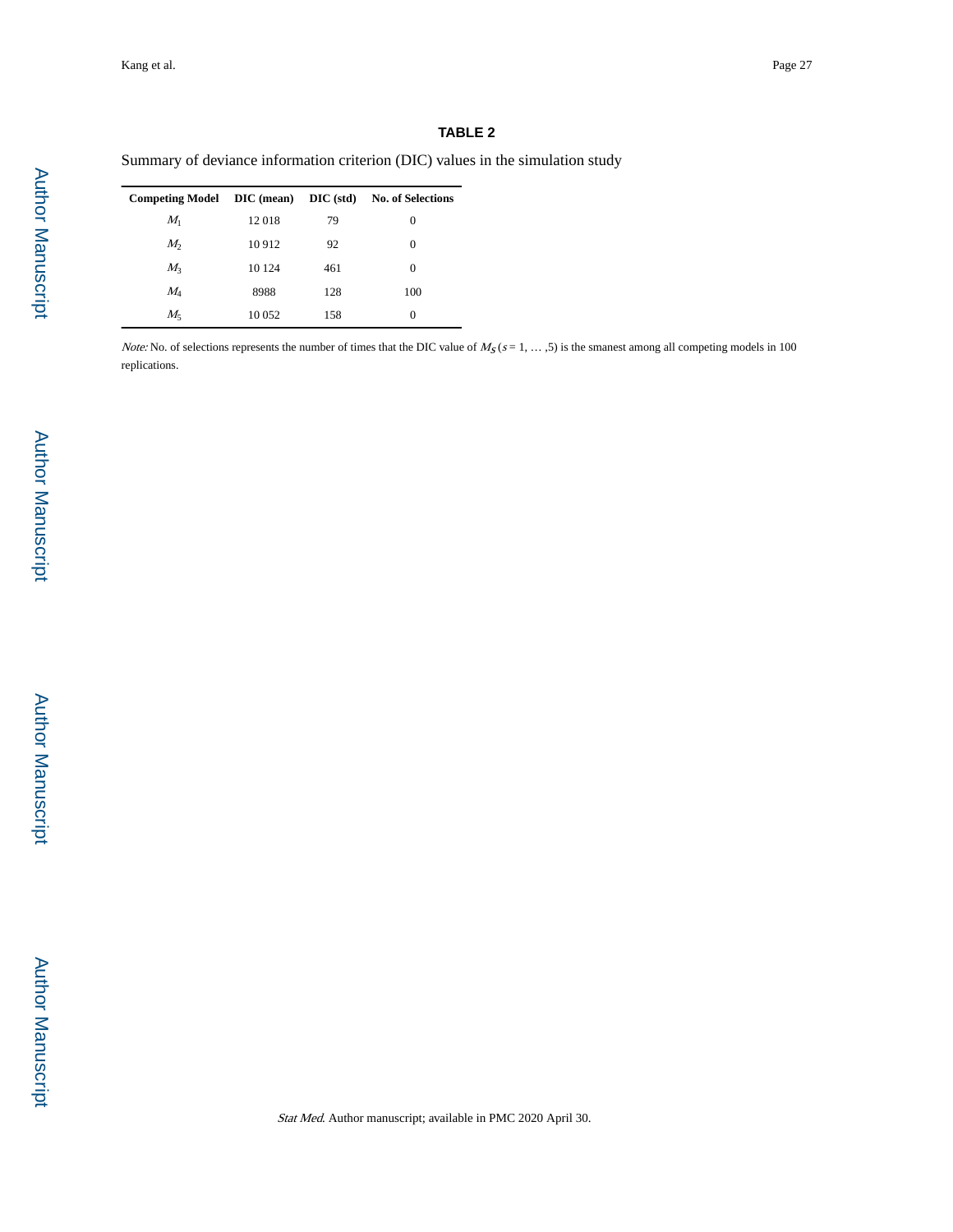# TABLE 2

Summary of deviance information criterion (DIC) values in the simulation study

| Competing Model | DIC (mean) | DIC (std) | No. of Selections |
| --- | --- | --- | --- |
| $M_1$ | 12 018 | 79 | 0 |
| $M_2$ | 10 912 | 92 | 0 |
| $M_3$ | 10 124 | 461 | 0 |
| $M_4$ | 8988 | 128 | 100 |
| $M_5$ | 10 052 | 158 | 0 |

*Note:* No. of selections represents the number of times that the DIC value of $M_s$ ($s = 1, \ldots, 5$) is the smanest among all competing models in 100 replications.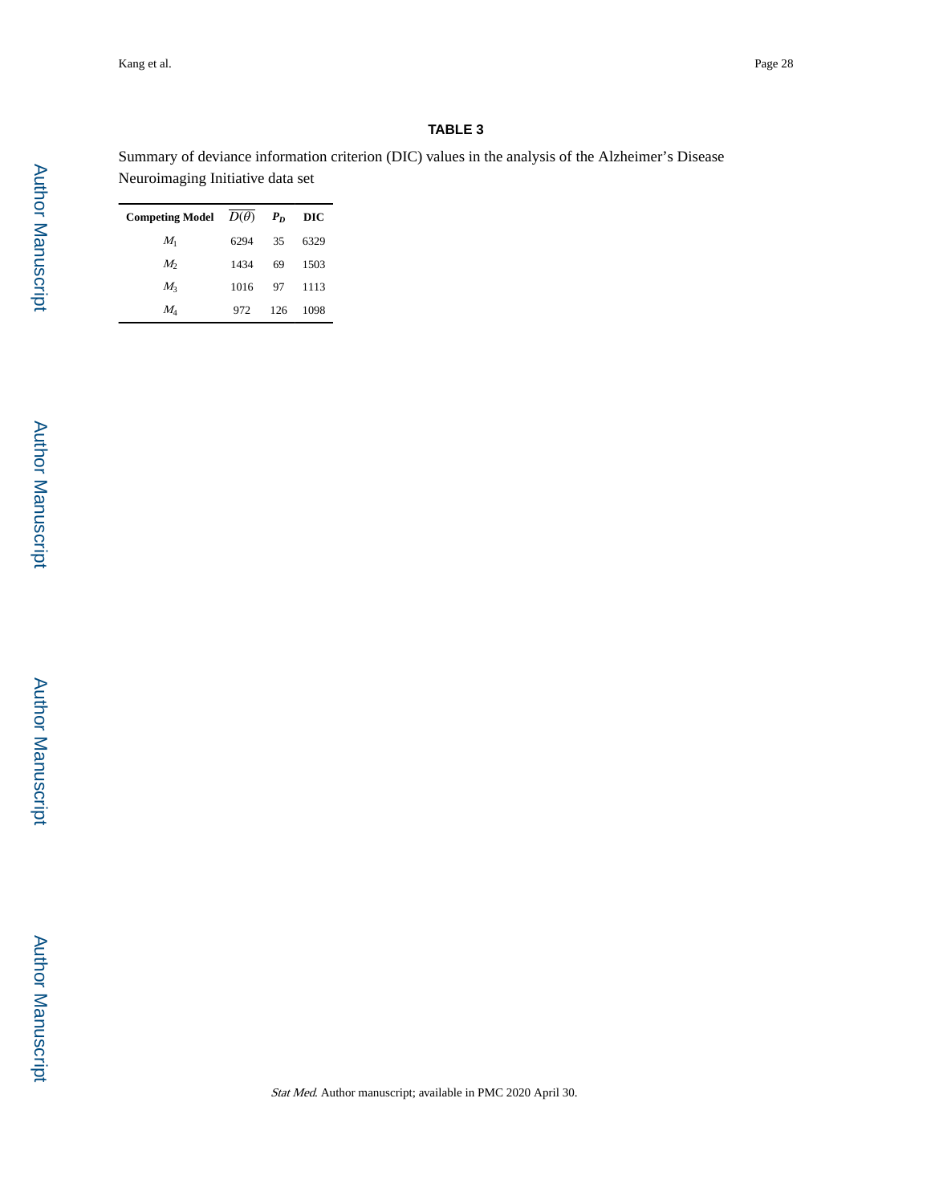### TABLE 3

Summary of deviance information criterion (DIC) values in the analysis of the Alzheimer's Disease Neuroimaging Initiative data set

| **Competing Model** | $\overline{D(\theta)}$ | $P_D$ | **DIC** |
|---|---|---|---|
| $M_1$ | 6294 | 35 | 6329 |
| $M_2$ | 1434 | 69 | 1503 |
| $M_3$ | 1016 | 97 | 1113 |
| $M_4$ | 972 | 126 | 1098 |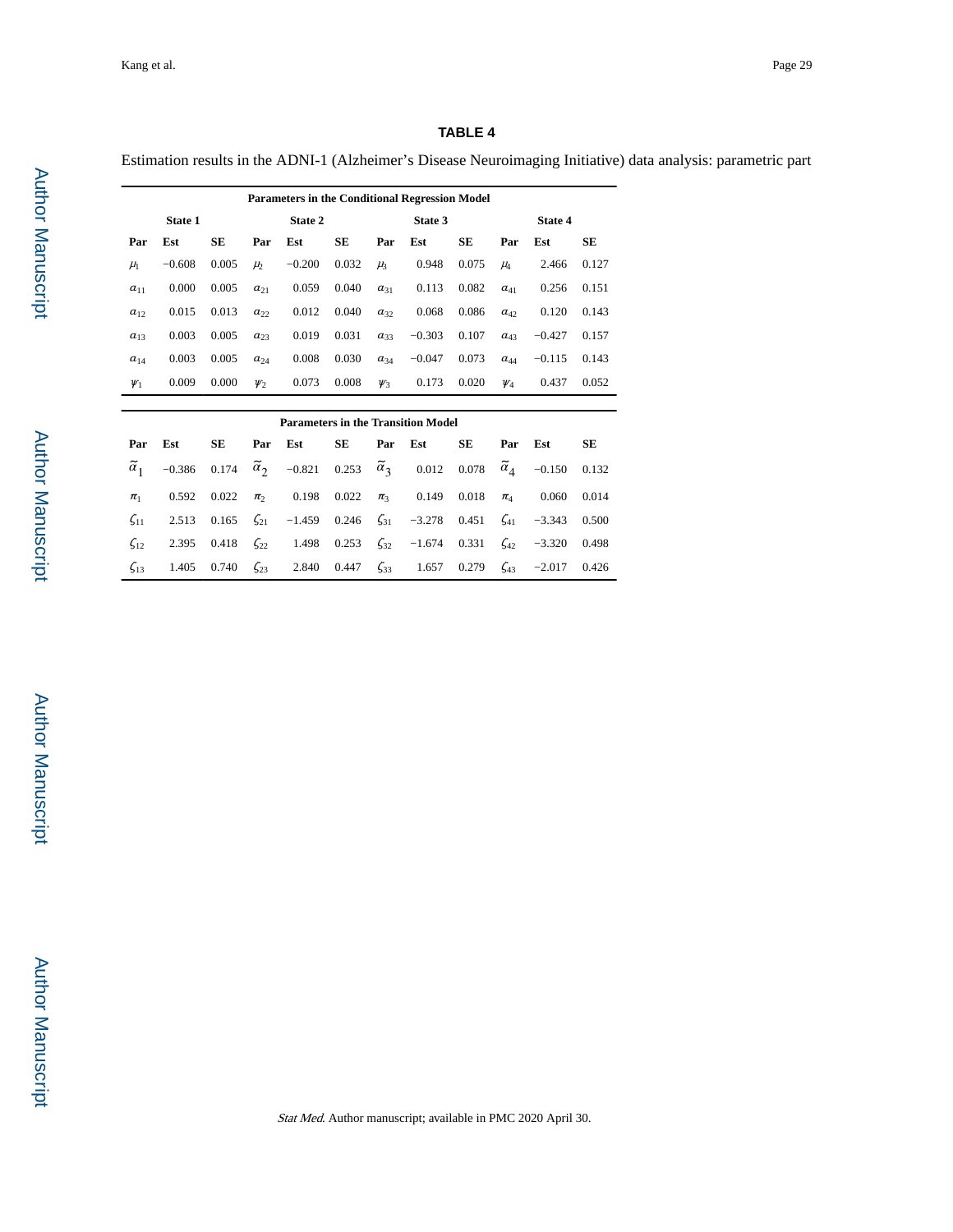**TABLE 4**

Estimation results in the ADNI-1 (Alzheimer's Disease Neuroimaging Initiative) data analysis: parametric part

| Parameters in the Conditional Regression Model | | | | | | | | | | | |
|---|---|---|---|---|---|---|---|---|---|---|---|
| State 1 | | | State 2 | | | State 3 | | | State 4 | | |
| Par | Est | SE | Par | Est | SE | Par | Est | SE | Par | Est | SE |
| $\mu_1$ | −0.608 | 0.005 | $\mu_2$ | −0.200 | 0.032 | $\mu_3$ | 0.948 | 0.075 | $\mu_4$ | 2.466 | 0.127 |
| $a_{11}$ | 0.000 | 0.005 | $a_{21}$ | 0.059 | 0.040 | $a_{31}$ | 0.113 | 0.082 | $a_{41}$ | 0.256 | 0.151 |
| $a_{12}$ | 0.015 | 0.013 | $a_{22}$ | 0.012 | 0.040 | $a_{32}$ | 0.068 | 0.086 | $a_{42}$ | 0.120 | 0.143 |
| $a_{13}$ | 0.003 | 0.005 | $a_{23}$ | 0.019 | 0.031 | $a_{33}$ | −0.303 | 0.107 | $a_{43}$ | −0.427 | 0.157 |
| $a_{14}$ | 0.003 | 0.005 | $a_{24}$ | 0.008 | 0.030 | $a_{34}$ | −0.047 | 0.073 | $a_{44}$ | −0.115 | 0.143 |
| $\psi_1$ | 0.009 | 0.000 | $\psi_2$ | 0.073 | 0.008 | $\psi_3$ | 0.173 | 0.020 | $\psi_4$ | 0.437 | 0.052 |

| Parameters in the Transition Model | | | | | | | | | | | |
|---|---|---|---|---|---|---|---|---|---|---|---|
| Par | Est | SE | Par | Est | SE | Par | Est | SE | Par | Est | SE |
| $\tilde{\alpha}_1$ | −0.386 | 0.174 | $\tilde{\alpha}_2$ | −0.821 | 0.253 | $\tilde{\alpha}_3$ | 0.012 | 0.078 | $\tilde{\alpha}_4$ | −0.150 | 0.132 |
| $\pi_1$ | 0.592 | 0.022 | $\pi_2$ | 0.198 | 0.022 | $\pi_3$ | 0.149 | 0.018 | $\pi_4$ | 0.060 | 0.014 |
| $\zeta_{11}$ | 2.513 | 0.165 | $\zeta_{21}$ | −1.459 | 0.246 | $\zeta_{31}$ | −3.278 | 0.451 | $\zeta_{41}$ | −3.343 | 0.500 |
| $\zeta_{12}$ | 2.395 | 0.418 | $\zeta_{22}$ | 1.498 | 0.253 | $\zeta_{32}$ | −1.674 | 0.331 | $\zeta_{42}$ | −3.320 | 0.498 |
| $\zeta_{13}$ | 1.405 | 0.740 | $\zeta_{23}$ | 2.840 | 0.447 | $\zeta_{33}$ | 1.657 | 0.279 | $\zeta_{43}$ | −2.017 | 0.426 |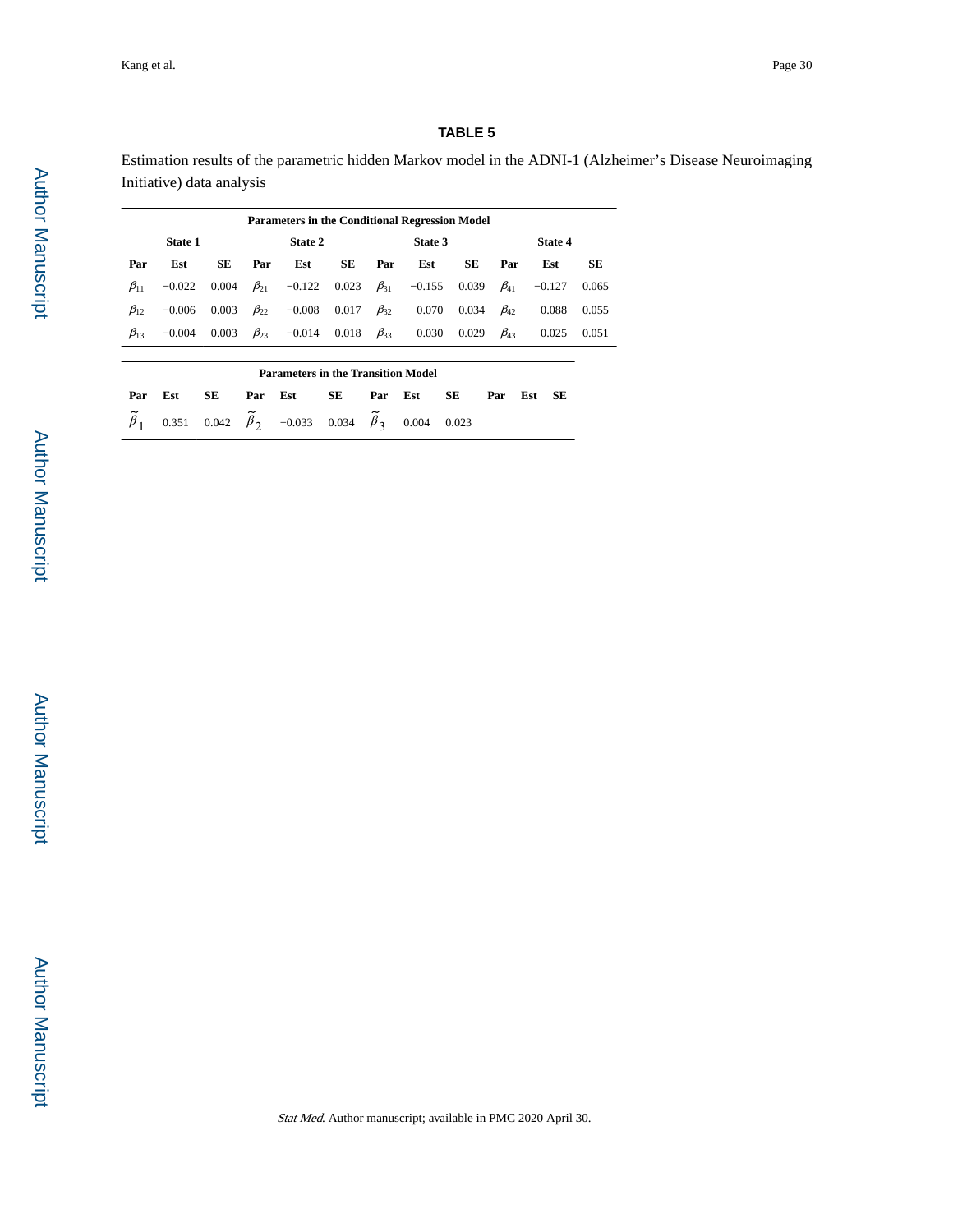**TABLE 5**

Estimation results of the parametric hidden Markov model in the ADNI-1 (Alzheimer's Disease Neuroimaging Initiative) data analysis

| Parameters in the Conditional Regression Model | | | | | | | | | | | |
|---|---|---|---|---|---|---|---|---|---|---|---|
| State 1 | | | State 2 | | | State 3 | | | State 4 | | |
| **Par** | **Est** | **SE** | **Par** | **Est** | **SE** | **Par** | **Est** | **SE** | **Par** | **Est** | **SE** |
| $\beta_{11}$ | −0.022 | 0.004 | $\beta_{21}$ | −0.122 | 0.023 | $\beta_{31}$ | −0.155 | 0.039 | $\beta_{41}$ | −0.127 | 0.065 |
| $\beta_{12}$ | −0.006 | 0.003 | $\beta_{22}$ | −0.008 | 0.017 | $\beta_{32}$ | 0.070 | 0.034 | $\beta_{42}$ | 0.088 | 0.055 |
| $\beta_{13}$ | −0.004 | 0.003 | $\beta_{23}$ | −0.014 | 0.018 | $\beta_{33}$ | 0.030 | 0.029 | $\beta_{43}$ | 0.025 | 0.051 |

| Parameters in the Transition Model | | | | | | | | | | | |
|---|---|---|---|---|---|---|---|---|---|---|---|
| **Par** | **Est** | **SE** | **Par** | **Est** | **SE** | **Par** | **Est** | **SE** | **Par** | **Est** | **SE** |
| $\tilde{\beta}_1$ | 0.351 | 0.042 | $\tilde{\beta}_2$ | −0.033 | 0.034 | $\tilde{\beta}_3$ | 0.004 | 0.023 | | | |